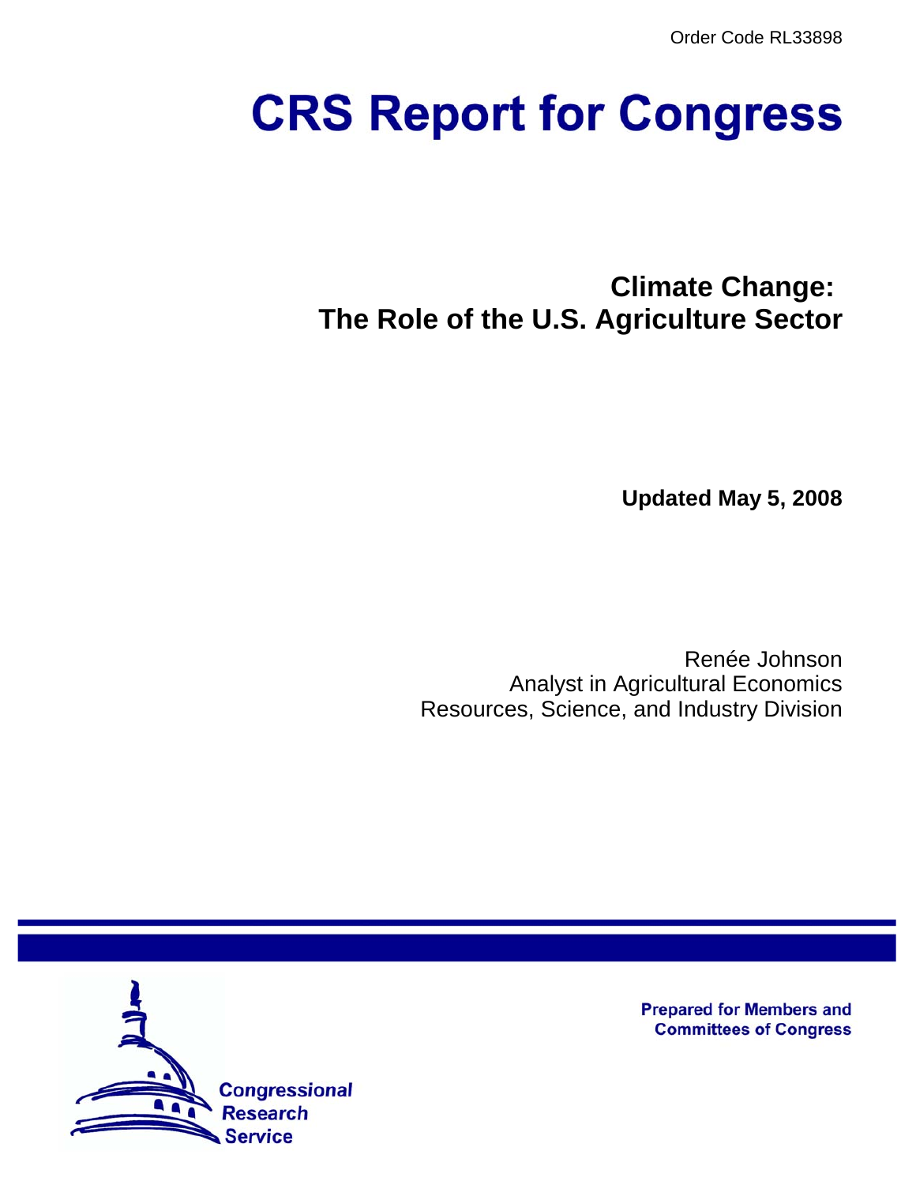Order Code RL33898

# CRS Report for Congress

## Climate Change: The Role of the U.S. Agriculture Sector

**Updated May 5, 2008**

Renée Johnson
Analyst in Agricultural Economics
Resources, Science, and Industry Division

Prepared for Members and Committees of Congress

Congressional Research Service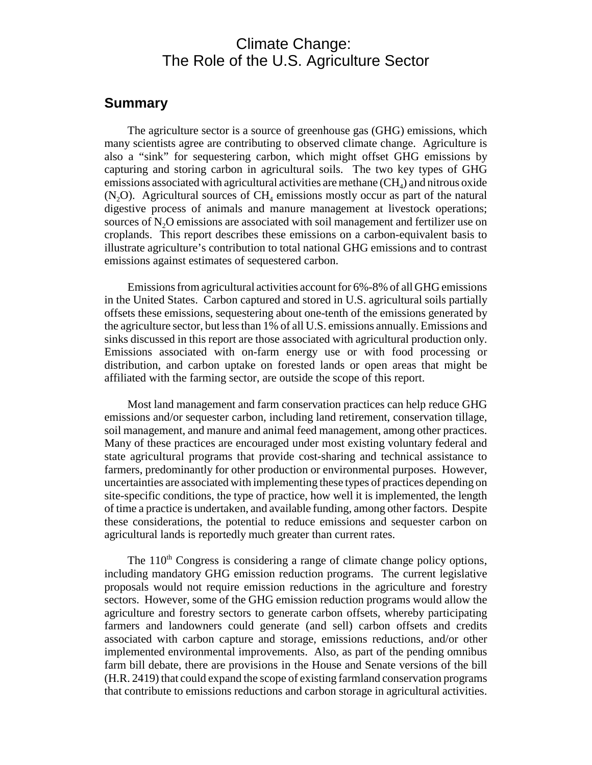# Climate Change: The Role of the U.S. Agriculture Sector

## Summary

The agriculture sector is a source of greenhouse gas (GHG) emissions, which many scientists agree are contributing to observed climate change. Agriculture is also a "sink" for sequestering carbon, which might offset GHG emissions by capturing and storing carbon in agricultural soils. The two key types of GHG emissions associated with agricultural activities are methane ($CH_4$) and nitrous oxide ($N_2O$). Agricultural sources of $CH_4$ emissions mostly occur as part of the natural digestive process of animals and manure management at livestock operations; sources of $N_2O$ emissions are associated with soil management and fertilizer use on croplands. This report describes these emissions on a carbon-equivalent basis to illustrate agriculture's contribution to total national GHG emissions and to contrast emissions against estimates of sequestered carbon.

Emissions from agricultural activities account for 6%-8% of all GHG emissions in the United States. Carbon captured and stored in U.S. agricultural soils partially offsets these emissions, sequestering about one-tenth of the emissions generated by the agriculture sector, but less than 1% of all U.S. emissions annually. Emissions and sinks discussed in this report are those associated with agricultural production only. Emissions associated with on-farm energy use or with food processing or distribution, and carbon uptake on forested lands or open areas that might be affiliated with the farming sector, are outside the scope of this report.

Most land management and farm conservation practices can help reduce GHG emissions and/or sequester carbon, including land retirement, conservation tillage, soil management, and manure and animal feed management, among other practices. Many of these practices are encouraged under most existing voluntary federal and state agricultural programs that provide cost-sharing and technical assistance to farmers, predominantly for other production or environmental purposes. However, uncertainties are associated with implementing these types of practices depending on site-specific conditions, the type of practice, how well it is implemented, the length of time a practice is undertaken, and available funding, among other factors. Despite these considerations, the potential to reduce emissions and sequester carbon on agricultural lands is reportedly much greater than current rates.

The 110th Congress is considering a range of climate change policy options, including mandatory GHG emission reduction programs. The current legislative proposals would not require emission reductions in the agriculture and forestry sectors. However, some of the GHG emission reduction programs would allow the agriculture and forestry sectors to generate carbon offsets, whereby participating farmers and landowners could generate (and sell) carbon offsets and credits associated with carbon capture and storage, emissions reductions, and/or other implemented environmental improvements. Also, as part of the pending omnibus farm bill debate, there are provisions in the House and Senate versions of the bill (H.R. 2419) that could expand the scope of existing farmland conservation programs that contribute to emissions reductions and carbon storage in agricultural activities.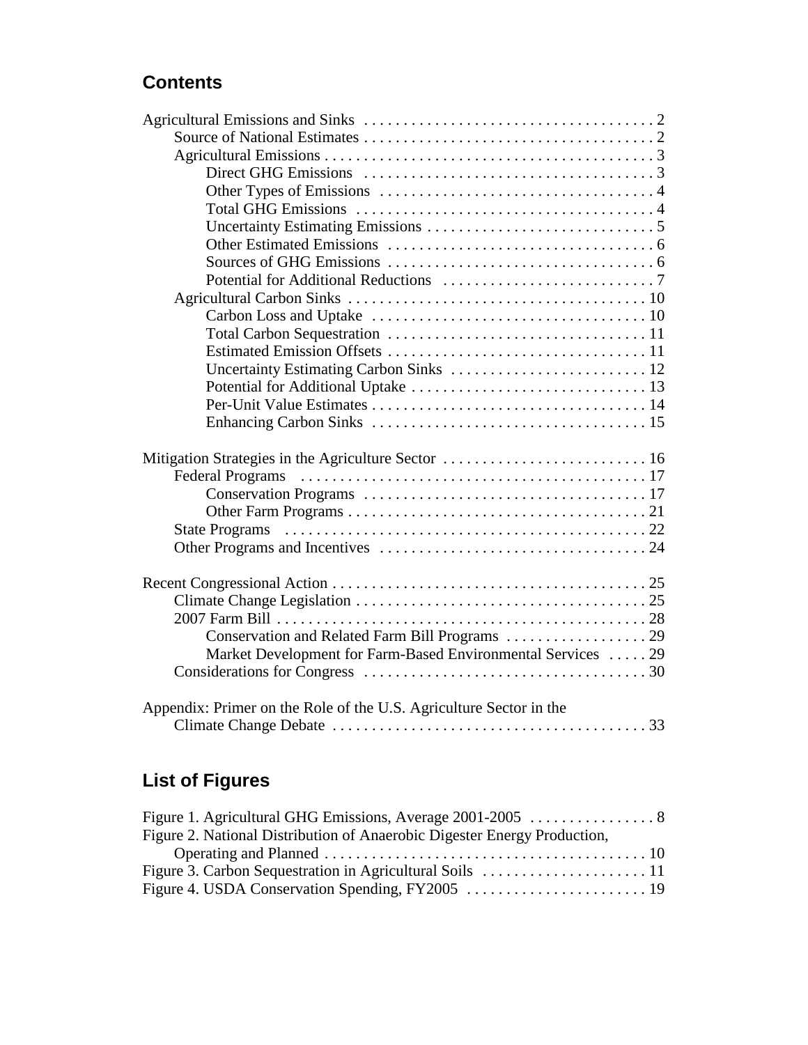## Contents

Agricultural Emissions and Sinks . . . . . . . . . . . . . . . . . . . . . . . . . . . . . . . . . . . . . 2
- Source of National Estimates . . . . . . . . . . . . . . . . . . . . . . . . . . . . . . . . . . . . . 2
- Agricultural Emissions . . . . . . . . . . . . . . . . . . . . . . . . . . . . . . . . . . . . . . . . . . 3
  - Direct GHG Emissions . . . . . . . . . . . . . . . . . . . . . . . . . . . . . . . . . . . . . 3
  - Other Types of Emissions . . . . . . . . . . . . . . . . . . . . . . . . . . . . . . . . . . . 4
  - Total GHG Emissions . . . . . . . . . . . . . . . . . . . . . . . . . . . . . . . . . . . . . . 4
  - Uncertainty Estimating Emissions . . . . . . . . . . . . . . . . . . . . . . . . . . . . . 5
  - Other Estimated Emissions . . . . . . . . . . . . . . . . . . . . . . . . . . . . . . . . . . 6
  - Sources of GHG Emissions . . . . . . . . . . . . . . . . . . . . . . . . . . . . . . . . . . 6
  - Potential for Additional Reductions . . . . . . . . . . . . . . . . . . . . . . . . . . . 7
- Agricultural Carbon Sinks . . . . . . . . . . . . . . . . . . . . . . . . . . . . . . . . . . . . . . 10
  - Carbon Loss and Uptake . . . . . . . . . . . . . . . . . . . . . . . . . . . . . . . . . . . 10
  - Total Carbon Sequestration . . . . . . . . . . . . . . . . . . . . . . . . . . . . . . . . . 11
  - Estimated Emission Offsets . . . . . . . . . . . . . . . . . . . . . . . . . . . . . . . . . 11
  - Uncertainty Estimating Carbon Sinks . . . . . . . . . . . . . . . . . . . . . . . . . 12
  - Potential for Additional Uptake . . . . . . . . . . . . . . . . . . . . . . . . . . . . . . 13
  - Per-Unit Value Estimates . . . . . . . . . . . . . . . . . . . . . . . . . . . . . . . . . . . 14
  - Enhancing Carbon Sinks . . . . . . . . . . . . . . . . . . . . . . . . . . . . . . . . . . . 15

Mitigation Strategies in the Agriculture Sector . . . . . . . . . . . . . . . . . . . . . . . . . . 16
- Federal Programs . . . . . . . . . . . . . . . . . . . . . . . . . . . . . . . . . . . . . . . . . . . . 17
  - Conservation Programs . . . . . . . . . . . . . . . . . . . . . . . . . . . . . . . . . . . . 17
  - Other Farm Programs . . . . . . . . . . . . . . . . . . . . . . . . . . . . . . . . . . . . . . 21
- State Programs . . . . . . . . . . . . . . . . . . . . . . . . . . . . . . . . . . . . . . . . . . . . . . 22
- Other Programs and Incentives . . . . . . . . . . . . . . . . . . . . . . . . . . . . . . . . . . 24

Recent Congressional Action . . . . . . . . . . . . . . . . . . . . . . . . . . . . . . . . . . . . . . . . . 25
- Climate Change Legislation . . . . . . . . . . . . . . . . . . . . . . . . . . . . . . . . . . . . . . 25
- 2007 Farm Bill . . . . . . . . . . . . . . . . . . . . . . . . . . . . . . . . . . . . . . . . . . . . . . . 28
  - Conservation and Related Farm Bill Programs . . . . . . . . . . . . . . . . . . 29
  - Market Development for Farm-Based Environmental Services . . . . . 29
- Considerations for Congress . . . . . . . . . . . . . . . . . . . . . . . . . . . . . . . . . . . . . 30

Appendix: Primer on the Role of the U.S. Agriculture Sector in the Climate Change Debate . . . . . . . . . . . . . . . . . . . . . . . . . . . . . . . . . . . . . . . . 33

## List of Figures

Figure 1. Agricultural GHG Emissions, Average 2001-2005 . . . . . . . . . . . . . . . . 8
Figure 2. National Distribution of Anaerobic Digester Energy Production, Operating and Planned . . . . . . . . . . . . . . . . . . . . . . . . . . . . . . . . . . . . . . . . . 10
Figure 3. Carbon Sequestration in Agricultural Soils . . . . . . . . . . . . . . . . . . . . . 11
Figure 4. USDA Conservation Spending, FY2005 . . . . . . . . . . . . . . . . . . . . . . . 19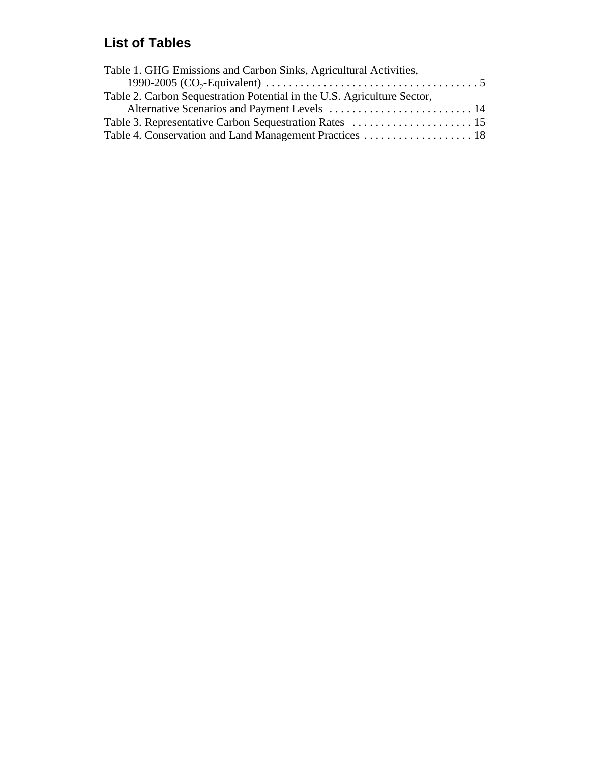## List of Tables

Table 1. GHG Emissions and Carbon Sinks, Agricultural Activities, 1990-2005 ($CO_2$-Equivalent) . . . . . . . . . . . . . . . . . . . . . . . . . . . . . . . . . . . . . 5
Table 2. Carbon Sequestration Potential in the U.S. Agriculture Sector, Alternative Scenarios and Payment Levels . . . . . . . . . . . . . . . . . . . . . . . . . 14
Table 3. Representative Carbon Sequestration Rates . . . . . . . . . . . . . . . . . . . . . 15
Table 4. Conservation and Land Management Practices . . . . . . . . . . . . . . . . . . . 18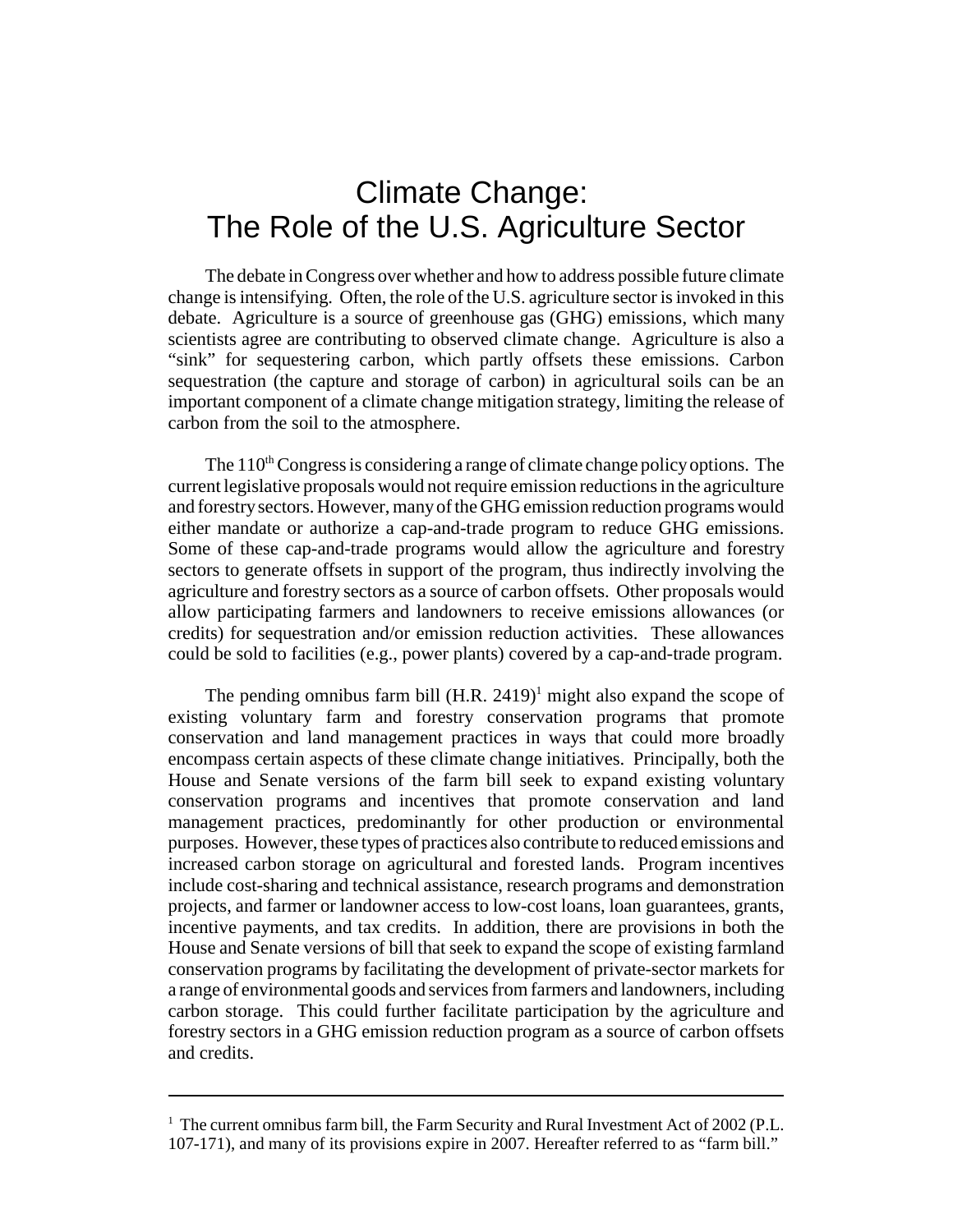# Climate Change: The Role of the U.S. Agriculture Sector

The debate in Congress over whether and how to address possible future climate change is intensifying. Often, the role of the U.S. agriculture sector is invoked in this debate. Agriculture is a source of greenhouse gas (GHG) emissions, which many scientists agree are contributing to observed climate change. Agriculture is also a "sink" for sequestering carbon, which partly offsets these emissions. Carbon sequestration (the capture and storage of carbon) in agricultural soils can be an important component of a climate change mitigation strategy, limiting the release of carbon from the soil to the atmosphere.

The 110th Congress is considering a range of climate change policy options. The current legislative proposals would not require emission reductions in the agriculture and forestry sectors. However, many of the GHG emission reduction programs would either mandate or authorize a cap-and-trade program to reduce GHG emissions. Some of these cap-and-trade programs would allow the agriculture and forestry sectors to generate offsets in support of the program, thus indirectly involving the agriculture and forestry sectors as a source of carbon offsets. Other proposals would allow participating farmers and landowners to receive emissions allowances (or credits) for sequestration and/or emission reduction activities. These allowances could be sold to facilities (e.g., power plants) covered by a cap-and-trade program.

The pending omnibus farm bill (H.R. 2419)[1] might also expand the scope of existing voluntary farm and forestry conservation programs that promote conservation and land management practices in ways that could more broadly encompass certain aspects of these climate change initiatives. Principally, both the House and Senate versions of the farm bill seek to expand existing voluntary conservation programs and incentives that promote conservation and land management practices, predominantly for other production or environmental purposes. However, these types of practices also contribute to reduced emissions and increased carbon storage on agricultural and forested lands. Program incentives include cost-sharing and technical assistance, research programs and demonstration projects, and farmer or landowner access to low-cost loans, loan guarantees, grants, incentive payments, and tax credits. In addition, there are provisions in both the House and Senate versions of bill that seek to expand the scope of existing farmland conservation programs by facilitating the development of private-sector markets for a range of environmental goods and services from farmers and landowners, including carbon storage. This could further facilitate participation by the agriculture and forestry sectors in a GHG emission reduction program as a source of carbon offsets and credits.

---

[1] The current omnibus farm bill, the Farm Security and Rural Investment Act of 2002 (P.L. 107-171), and many of its provisions expire in 2007. Hereafter referred to as "farm bill."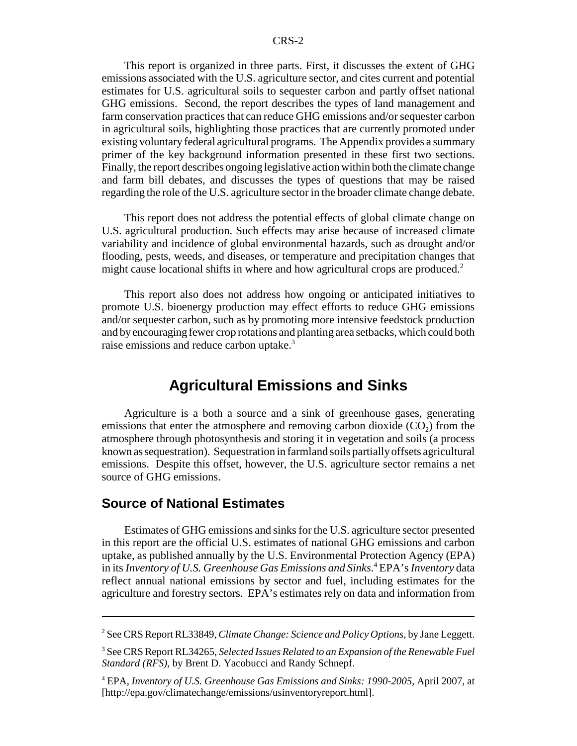This report is organized in three parts. First, it discusses the extent of GHG emissions associated with the U.S. agriculture sector, and cites current and potential estimates for U.S. agricultural soils to sequester carbon and partly offset national GHG emissions. Second, the report describes the types of land management and farm conservation practices that can reduce GHG emissions and/or sequester carbon in agricultural soils, highlighting those practices that are currently promoted under existing voluntary federal agricultural programs. The Appendix provides a summary primer of the key background information presented in these first two sections. Finally, the report describes ongoing legislative action within both the climate change and farm bill debates, and discusses the types of questions that may be raised regarding the role of the U.S. agriculture sector in the broader climate change debate.

This report does not address the potential effects of global climate change on U.S. agricultural production. Such effects may arise because of increased climate variability and incidence of global environmental hazards, such as drought and/or flooding, pests, weeds, and diseases, or temperature and precipitation changes that might cause locational shifts in where and how agricultural crops are produced.[2]

This report also does not address how ongoing or anticipated initiatives to promote U.S. bioenergy production may effect efforts to reduce GHG emissions and/or sequester carbon, such as by promoting more intensive feedstock production and by encouraging fewer crop rotations and planting area setbacks, which could both raise emissions and reduce carbon uptake.[3]

## Agricultural Emissions and Sinks

Agriculture is a both a source and a sink of greenhouse gases, generating emissions that enter the atmosphere and removing carbon dioxide ($CO_2$) from the atmosphere through photosynthesis and storing it in vegetation and soils (a process known as sequestration). Sequestration in farmland soils partially offsets agricultural emissions. Despite this offset, however, the U.S. agriculture sector remains a net source of GHG emissions.

### Source of National Estimates

Estimates of GHG emissions and sinks for the U.S. agriculture sector presented in this report are the official U.S. estimates of national GHG emissions and carbon uptake, as published annually by the U.S. Environmental Protection Agency (EPA) in its *Inventory of U.S. Greenhouse Gas Emissions and Sinks*.[4] EPA's *Inventory* data reflect annual national emissions by sector and fuel, including estimates for the agriculture and forestry sectors. EPA's estimates rely on data and information from

---

[2] See CRS Report RL33849, *Climate Change: Science and Policy Options*, by Jane Leggett.

[3] See CRS Report RL34265, *Selected Issues Related to an Expansion of the Renewable Fuel Standard (RFS)*, by Brent D. Yacobucci and Randy Schnepf.

[4] EPA, *Inventory of U.S. Greenhouse Gas Emissions and Sinks: 1990-2005*, April 2007, at [http://epa.gov/climatechange/emissions/usinventoryreport.html].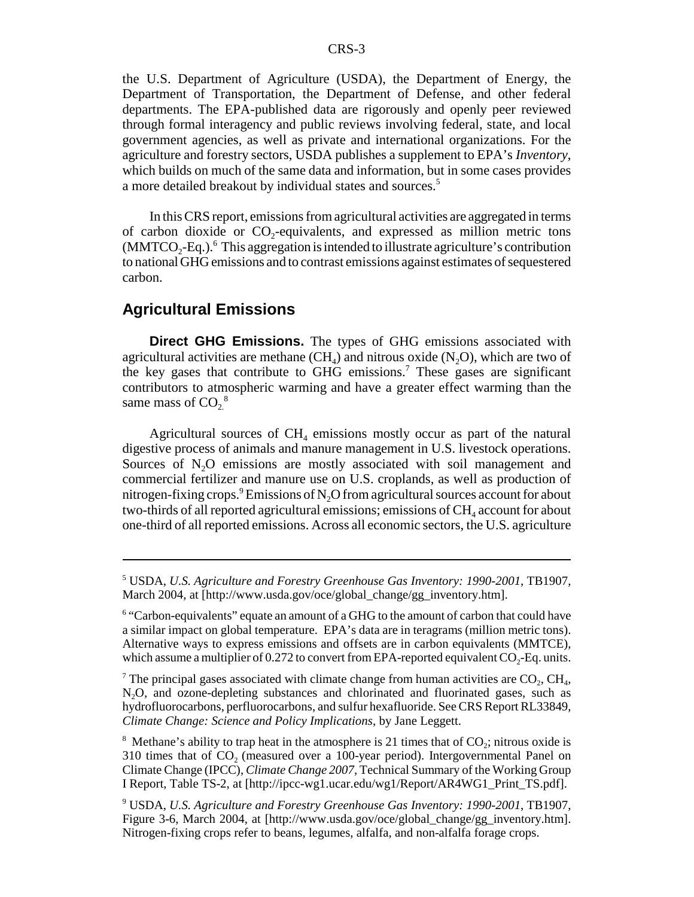the U.S. Department of Agriculture (USDA), the Department of Energy, the Department of Transportation, the Department of Defense, and other federal departments. The EPA-published data are rigorously and openly peer reviewed through formal interagency and public reviews involving federal, state, and local government agencies, as well as private and international organizations. For the agriculture and forestry sectors, USDA publishes a supplement to EPA's *Inventory*, which builds on much of the same data and information, but in some cases provides a more detailed breakout by individual states and sources.[5]

In this CRS report, emissions from agricultural activities are aggregated in terms of carbon dioxide or $CO_2$-equivalents, and expressed as million metric tons ($MMTCO_2$-Eq.).[6] This aggregation is intended to illustrate agriculture's contribution to national GHG emissions and to contrast emissions against estimates of sequestered carbon.

## Agricultural Emissions

**Direct GHG Emissions.** The types of GHG emissions associated with agricultural activities are methane ($CH_4$) and nitrous oxide ($N_2O$), which are two of the key gases that contribute to GHG emissions.[7] These gases are significant contributors to atmospheric warming and have a greater effect warming than the same mass of $CO_2$.[8]

Agricultural sources of $CH_4$ emissions mostly occur as part of the natural digestive process of animals and manure management in U.S. livestock operations. Sources of $N_2O$ emissions are mostly associated with soil management and commercial fertilizer and manure use on U.S. croplands, as well as production of nitrogen-fixing crops.[9] Emissions of $N_2O$ from agricultural sources account for about two-thirds of all reported agricultural emissions; emissions of $CH_4$ account for about one-third of all reported emissions. Across all economic sectors, the U.S. agriculture

---

[5] USDA, *U.S. Agriculture and Forestry Greenhouse Gas Inventory: 1990-2001*, TB1907, March 2004, at [http://www.usda.gov/oce/global_change/gg_inventory.htm].

[6] "Carbon-equivalents" equate an amount of a GHG to the amount of carbon that could have a similar impact on global temperature. EPA's data are in teragrams (million metric tons). Alternative ways to express emissions and offsets are in carbon equivalents (MMTCE), which assume a multiplier of 0.272 to convert from EPA-reported equivalent $CO_2$-Eq. units.

[7] The principal gases associated with climate change from human activities are $CO_2$, $CH_4$, $N_2O$, and ozone-depleting substances and chlorinated and fluorinated gases, such as hydrofluorocarbons, perfluorocarbons, and sulfur hexafluoride. See CRS Report RL33849, *Climate Change: Science and Policy Implications*, by Jane Leggett.

[8] Methane's ability to trap heat in the atmosphere is 21 times that of $CO_2$; nitrous oxide is 310 times that of $CO_2$ (measured over a 100-year period). Intergovernmental Panel on Climate Change (IPCC), *Climate Change 2007*, Technical Summary of the Working Group I Report, Table TS-2, at [http://ipcc-wg1.ucar.edu/wg1/Report/AR4WG1_Print_TS.pdf].

[9] USDA, *U.S. Agriculture and Forestry Greenhouse Gas Inventory: 1990-2001*, TB1907, Figure 3-6, March 2004, at [http://www.usda.gov/oce/global_change/gg_inventory.htm]. Nitrogen-fixing crops refer to beans, legumes, alfalfa, and non-alfalfa forage crops.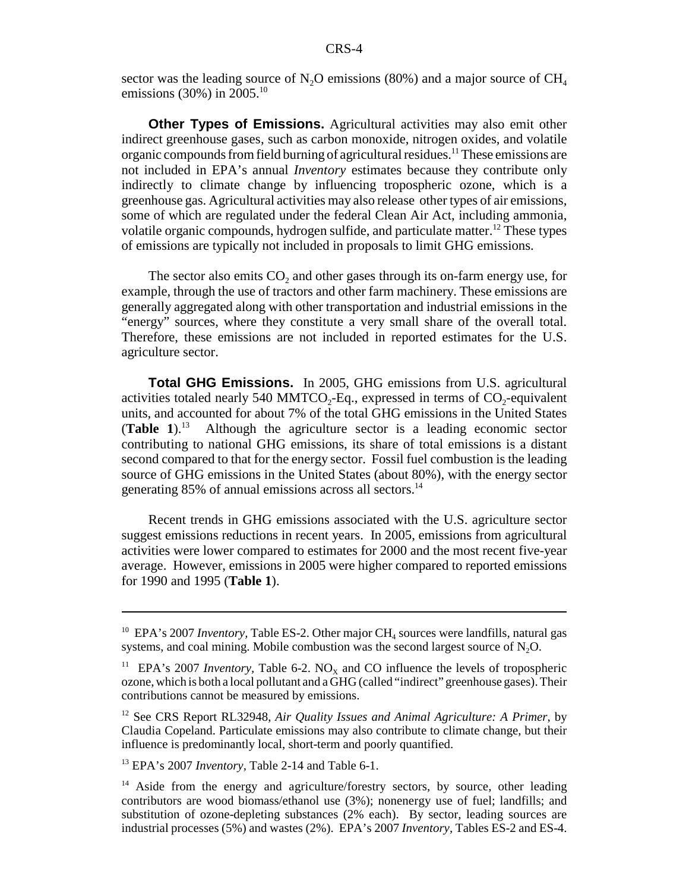sector was the leading source of $N_2O$ emissions (80%) and a major source of $CH_4$ emissions (30%) in 2005.[10]

**Other Types of Emissions.** Agricultural activities may also emit other indirect greenhouse gases, such as carbon monoxide, nitrogen oxides, and volatile organic compounds from field burning of agricultural residues.[11] These emissions are not included in EPA's annual *Inventory* estimates because they contribute only indirectly to climate change by influencing tropospheric ozone, which is a greenhouse gas. Agricultural activities may also release other types of air emissions, some of which are regulated under the federal Clean Air Act, including ammonia, volatile organic compounds, hydrogen sulfide, and particulate matter.[12] These types of emissions are typically not included in proposals to limit GHG emissions.

The sector also emits $CO_2$ and other gases through its on-farm energy use, for example, through the use of tractors and other farm machinery. These emissions are generally aggregated along with other transportation and industrial emissions in the "energy" sources, where they constitute a very small share of the overall total. Therefore, these emissions are not included in reported estimates for the U.S. agriculture sector.

**Total GHG Emissions.** In 2005, GHG emissions from U.S. agricultural activities totaled nearly 540 MMT$CO_2$-Eq., expressed in terms of $CO_2$-equivalent units, and accounted for about 7% of the total GHG emissions in the United States (**Table 1**).[13] Although the agriculture sector is a leading economic sector contributing to national GHG emissions, its share of total emissions is a distant second compared to that for the energy sector. Fossil fuel combustion is the leading source of GHG emissions in the United States (about 80%), with the energy sector generating 85% of annual emissions across all sectors.[14]

Recent trends in GHG emissions associated with the U.S. agriculture sector suggest emissions reductions in recent years. In 2005, emissions from agricultural activities were lower compared to estimates for 2000 and the most recent five-year average. However, emissions in 2005 were higher compared to reported emissions for 1990 and 1995 (**Table 1**).

---

[10] EPA's 2007 *Inventory*, Table ES-2. Other major $CH_4$ sources were landfills, natural gas systems, and coal mining. Mobile combustion was the second largest source of $N_2O$.

[11] EPA's 2007 *Inventory*, Table 6-2. $NO_X$ and CO influence the levels of tropospheric ozone, which is both a local pollutant and a GHG (called "indirect" greenhouse gases). Their contributions cannot be measured by emissions.

[12] See CRS Report RL32948, *Air Quality Issues and Animal Agriculture: A Primer*, by Claudia Copeland. Particulate emissions may also contribute to climate change, but their influence is predominantly local, short-term and poorly quantified.

[13] EPA's 2007 *Inventory*, Table 2-14 and Table 6-1.

[14] Aside from the energy and agriculture/forestry sectors, by source, other leading contributors are wood biomass/ethanol use (3%); nonenergy use of fuel; landfills; and substitution of ozone-depleting substances (2% each). By sector, leading sources are industrial processes (5%) and wastes (2%). EPA's 2007 *Inventory*, Tables ES-2 and ES-4.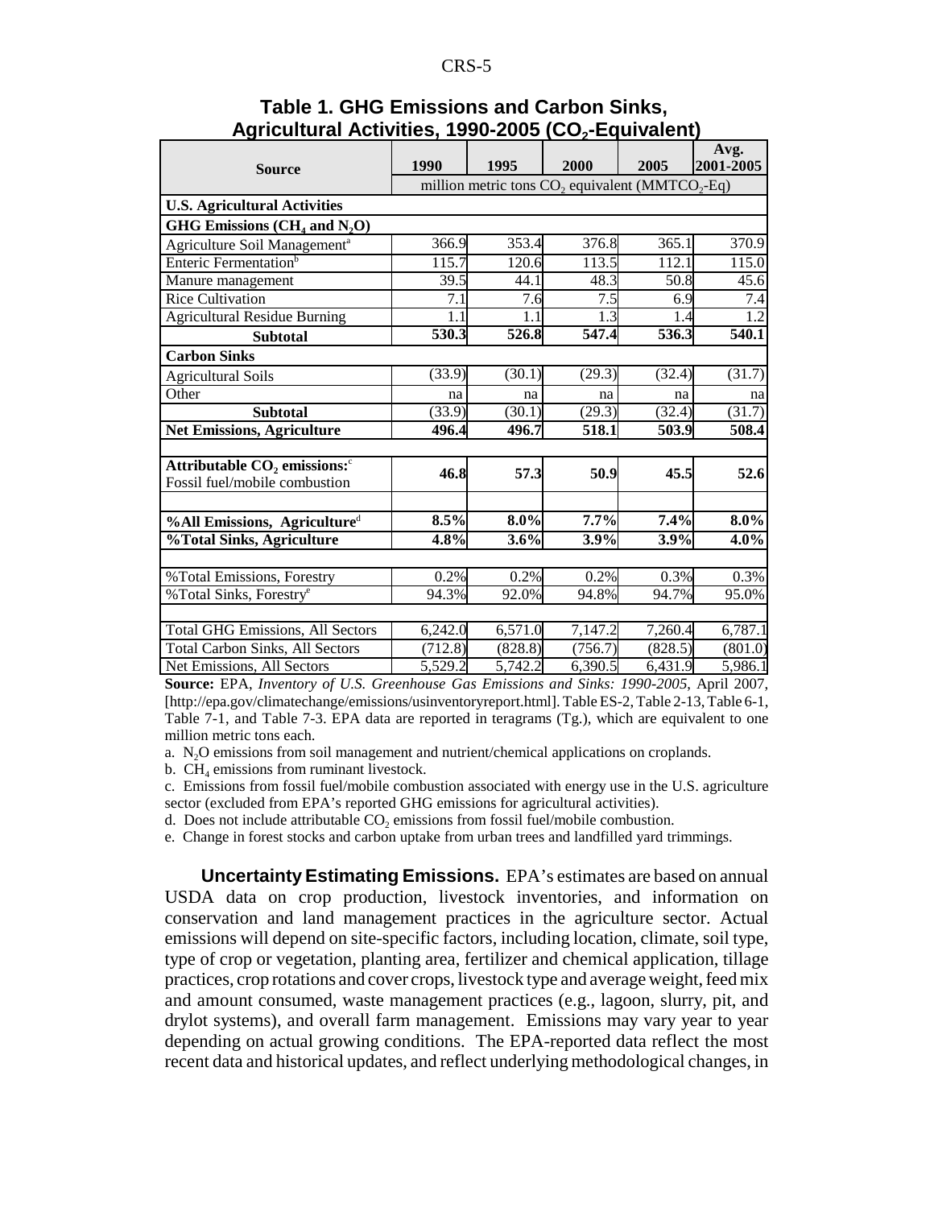**Table 1. GHG Emissions and Carbon Sinks, Agricultural Activities, 1990-2005 ($CO_2$-Equivalent)**

| Source | 1990 | 1995 | 2000 | 2005 | Avg. 2001-2005 |
|---|---|---|---|---|---|
| | million metric tons $CO_2$ equivalent ($MMTCO_2$-Eq) | | | | |
| **U.S. Agricultural Activities** | | | | | |
| **GHG Emissions ($CH_4$ and $N_2O$)** | | | | | |
| Agriculture Soil Management[a] | 366.9 | 353.4 | 376.8 | 365.1 | 370.9 |
| Enteric Fermentation[b] | 115.7 | 120.6 | 113.5 | 112.1 | 115.0 |
| Manure management | 39.5 | 44.1 | 48.3 | 50.8 | 45.6 |
| Rice Cultivation | 7.1 | 7.6 | 7.5 | 6.9 | 7.4 |
| Agricultural Residue Burning | 1.1 | 1.1 | 1.3 | 1.4 | 1.2 |
| **Subtotal** | **530.3** | **526.8** | **547.4** | **536.3** | **540.1** |
| **Carbon Sinks** | | | | | |
| Agricultural Soils | (33.9) | (30.1) | (29.3) | (32.4) | (31.7) |
| Other | na | na | na | na | na |
| **Subtotal** | (33.9) | (30.1) | (29.3) | (32.4) | (31.7) |
| **Net Emissions, Agriculture** | **496.4** | **496.7** | **518.1** | **503.9** | **508.4** |
| | | | | | |
| **Attributable $CO_2$ emissions:**[c] Fossil fuel/mobile combustion | **46.8** | **57.3** | **50.9** | **45.5** | **52.6** |
| | | | | | |
| **%All Emissions, Agriculture**[d] | **8.5%** | **8.0%** | **7.7%** | **7.4%** | **8.0%** |
| **%Total Sinks, Agriculture** | **4.8%** | **3.6%** | **3.9%** | **3.9%** | **4.0%** |
| | | | | | |
| %Total Emissions, Forestry | 0.2% | 0.2% | 0.2% | 0.3% | 0.3% |
| %Total Sinks, Forestry[e] | 94.3% | 92.0% | 94.8% | 94.7% | 95.0% |
| | | | | | |
| Total GHG Emissions, All Sectors | 6,242.0 | 6,571.0 | 7,147.2 | 7,260.4 | 6,787.1 |
| Total Carbon Sinks, All Sectors | (712.8) | (828.8) | (756.7) | (828.5) | (801.0) |
| Net Emissions, All Sectors | 5,529.2 | 5,742.2 | 6,390.5 | 6,431.9 | 5,986.1 |

**Source:** EPA, *Inventory of U.S. Greenhouse Gas Emissions and Sinks: 1990-2005*, April 2007, [http://epa.gov/climatechange/emissions/usinventoryreport.html]. Table ES-2, Table 2-13, Table 6-1, Table 7-1, and Table 7-3. EPA data are reported in teragrams (Tg.), which are equivalent to one million metric tons each.

a. $N_2O$ emissions from soil management and nutrient/chemical applications on croplands.

b. $CH_4$ emissions from ruminant livestock.

c. Emissions from fossil fuel/mobile combustion associated with energy use in the U.S. agriculture sector (excluded from EPA's reported GHG emissions for agricultural activities).

d. Does not include attributable $CO_2$ emissions from fossil fuel/mobile combustion.

e. Change in forest stocks and carbon uptake from urban trees and landfilled yard trimmings.

**Uncertainty Estimating Emissions.** EPA's estimates are based on annual USDA data on crop production, livestock inventories, and information on conservation and land management practices in the agriculture sector. Actual emissions will depend on site-specific factors, including location, climate, soil type, type of crop or vegetation, planting area, fertilizer and chemical application, tillage practices, crop rotations and cover crops, livestock type and average weight, feed mix and amount consumed, waste management practices (e.g., lagoon, slurry, pit, and drylot systems), and overall farm management. Emissions may vary year to year depending on actual growing conditions. The EPA-reported data reflect the most recent data and historical updates, and reflect underlying methodological changes, in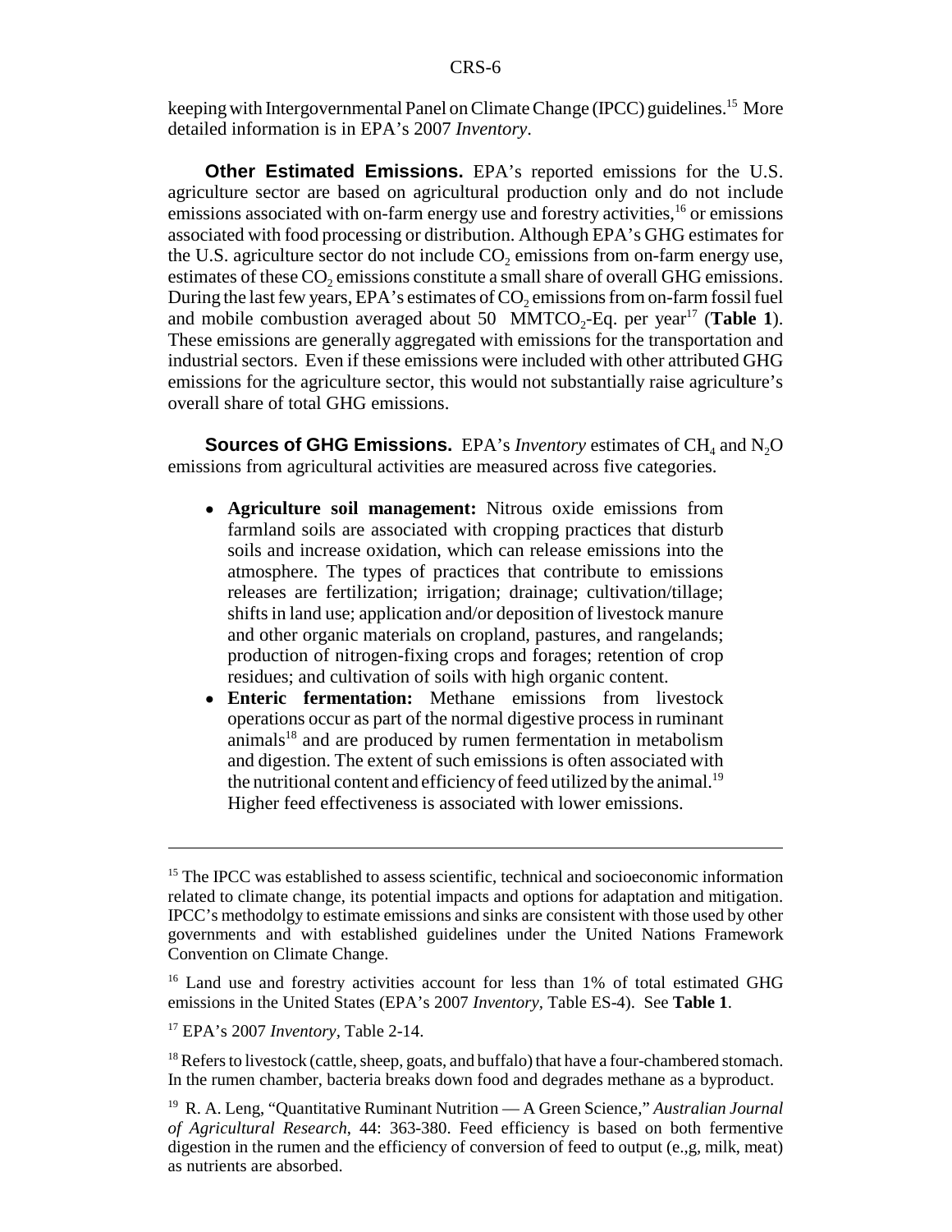keeping with Intergovernmental Panel on Climate Change (IPCC) guidelines.[15] More detailed information is in EPA's 2007 *Inventory*.

**Other Estimated Emissions.** EPA's reported emissions for the U.S. agriculture sector are based on agricultural production only and do not include emissions associated with on-farm energy use and forestry activities,[16] or emissions associated with food processing or distribution. Although EPA's GHG estimates for the U.S. agriculture sector do not include $CO_2$ emissions from on-farm energy use, estimates of these $CO_2$ emissions constitute a small share of overall GHG emissions. During the last few years, EPA's estimates of $CO_2$ emissions from on-farm fossil fuel and mobile combustion averaged about 50 MMTCO$_2$-Eq. per year[17] (**Table 1**). These emissions are generally aggregated with emissions for the transportation and industrial sectors. Even if these emissions were included with other attributed GHG emissions for the agriculture sector, this would not substantially raise agriculture's overall share of total GHG emissions.

**Sources of GHG Emissions.** EPA's *Inventory* estimates of $CH_4$ and $N_2O$ emissions from agricultural activities are measured across five categories.

- **Agriculture soil management:** Nitrous oxide emissions from farmland soils are associated with cropping practices that disturb soils and increase oxidation, which can release emissions into the atmosphere. The types of practices that contribute to emissions releases are fertilization; irrigation; drainage; cultivation/tillage; shifts in land use; application and/or deposition of livestock manure and other organic materials on cropland, pastures, and rangelands; production of nitrogen-fixing crops and forages; retention of crop residues; and cultivation of soils with high organic content.
- **Enteric fermentation:** Methane emissions from livestock operations occur as part of the normal digestive process in ruminant animals[18] and are produced by rumen fermentation in metabolism and digestion. The extent of such emissions is often associated with the nutritional content and efficiency of feed utilized by the animal.[19] Higher feed effectiveness is associated with lower emissions.

---

[15] The IPCC was established to assess scientific, technical and socioeconomic information related to climate change, its potential impacts and options for adaptation and mitigation. IPCC's methodolgy to estimate emissions and sinks are consistent with those used by other governments and with established guidelines under the United Nations Framework Convention on Climate Change.

[16] Land use and forestry activities account for less than 1% of total estimated GHG emissions in the United States (EPA's 2007 *Inventory*, Table ES-4). See **Table 1**.

[17] EPA's 2007 *Inventory*, Table 2-14.

[18] Refers to livestock (cattle, sheep, goats, and buffalo) that have a four-chambered stomach. In the rumen chamber, bacteria breaks down food and degrades methane as a byproduct.

[19] R. A. Leng, "Quantitative Ruminant Nutrition — A Green Science," *Australian Journal of Agricultural Research*, 44: 363-380. Feed efficiency is based on both fermentive digestion in the rumen and the efficiency of conversion of feed to output (e.,g, milk, meat) as nutrients are absorbed.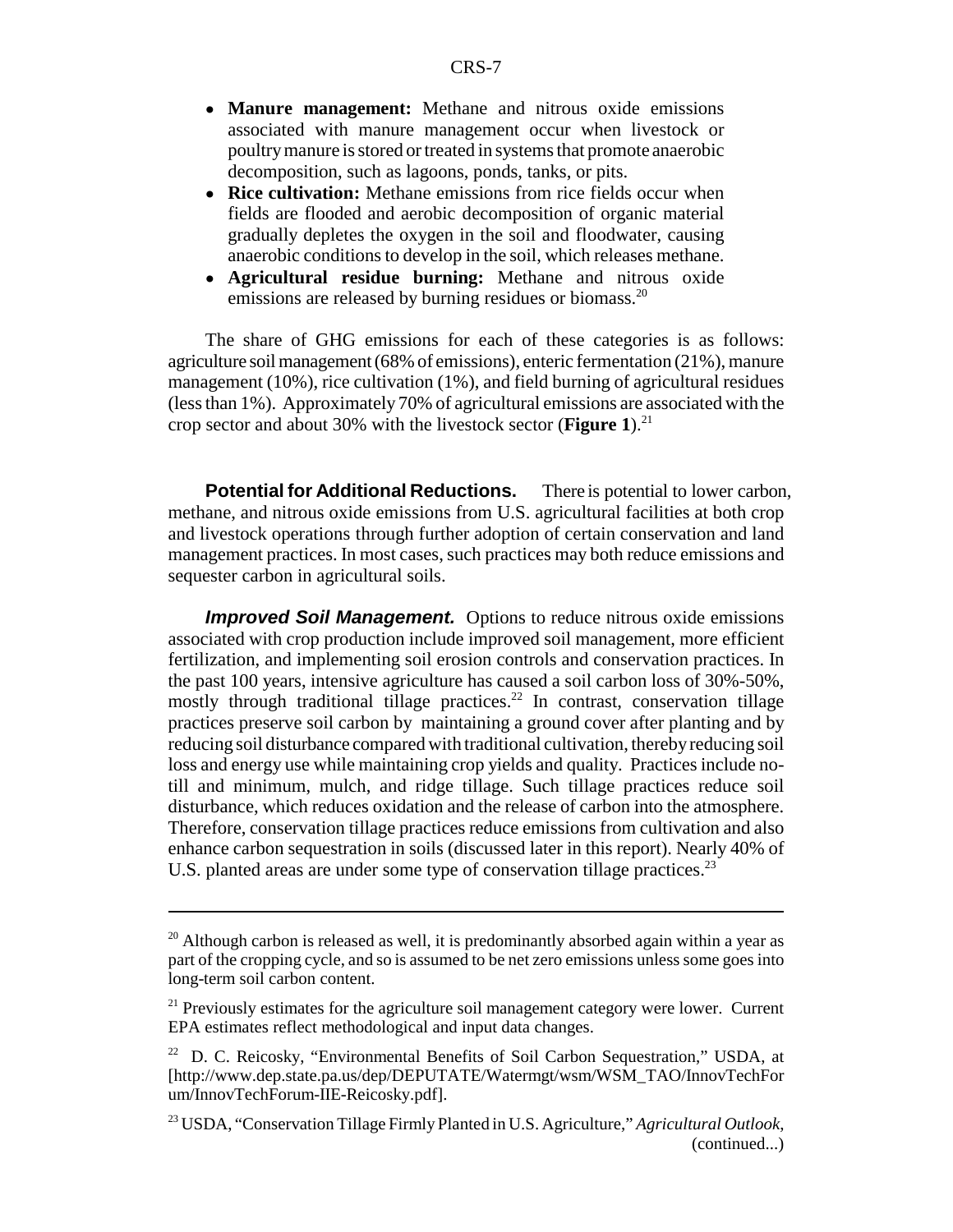- **Manure management:** Methane and nitrous oxide emissions associated with manure management occur when livestock or poultry manure is stored or treated in systems that promote anaerobic decomposition, such as lagoons, ponds, tanks, or pits.
- **Rice cultivation:** Methane emissions from rice fields occur when fields are flooded and aerobic decomposition of organic material gradually depletes the oxygen in the soil and floodwater, causing anaerobic conditions to develop in the soil, which releases methane.
- **Agricultural residue burning:** Methane and nitrous oxide emissions are released by burning residues or biomass.[20]

The share of GHG emissions for each of these categories is as follows: agriculture soil management (68% of emissions), enteric fermentation (21%), manure management (10%), rice cultivation (1%), and field burning of agricultural residues (less than 1%). Approximately 70% of agricultural emissions are associated with the crop sector and about 30% with the livestock sector (**Figure 1**).[21]

**Potential for Additional Reductions.** There is potential to lower carbon, methane, and nitrous oxide emissions from U.S. agricultural facilities at both crop and livestock operations through further adoption of certain conservation and land management practices. In most cases, such practices may both reduce emissions and sequester carbon in agricultural soils.

***Improved Soil Management.*** Options to reduce nitrous oxide emissions associated with crop production include improved soil management, more efficient fertilization, and implementing soil erosion controls and conservation practices. In the past 100 years, intensive agriculture has caused a soil carbon loss of 30%-50%, mostly through traditional tillage practices.[22] In contrast, conservation tillage practices preserve soil carbon by maintaining a ground cover after planting and by reducing soil disturbance compared with traditional cultivation, thereby reducing soil loss and energy use while maintaining crop yields and quality. Practices include no-till and minimum, mulch, and ridge tillage. Such tillage practices reduce soil disturbance, which reduces oxidation and the release of carbon into the atmosphere. Therefore, conservation tillage practices reduce emissions from cultivation and also enhance carbon sequestration in soils (discussed later in this report). Nearly 40% of U.S. planted areas are under some type of conservation tillage practices.[23]

---

[20] Although carbon is released as well, it is predominantly absorbed again within a year as part of the cropping cycle, and so is assumed to be net zero emissions unless some goes into long-term soil carbon content.

[21] Previously estimates for the agriculture soil management category were lower. Current EPA estimates reflect methodological and input data changes.

[22] D. C. Reicosky, "Environmental Benefits of Soil Carbon Sequestration," USDA, at [http://www.dep.state.pa.us/dep/DEPUTATE/Watermgt/wsm/WSM_TAO/InnovTechForum/InnovTechForum-IIE-Reicosky.pdf].

[23] USDA, "Conservation Tillage Firmly Planted in U.S. Agriculture," *Agricultural Outlook*, (continued...)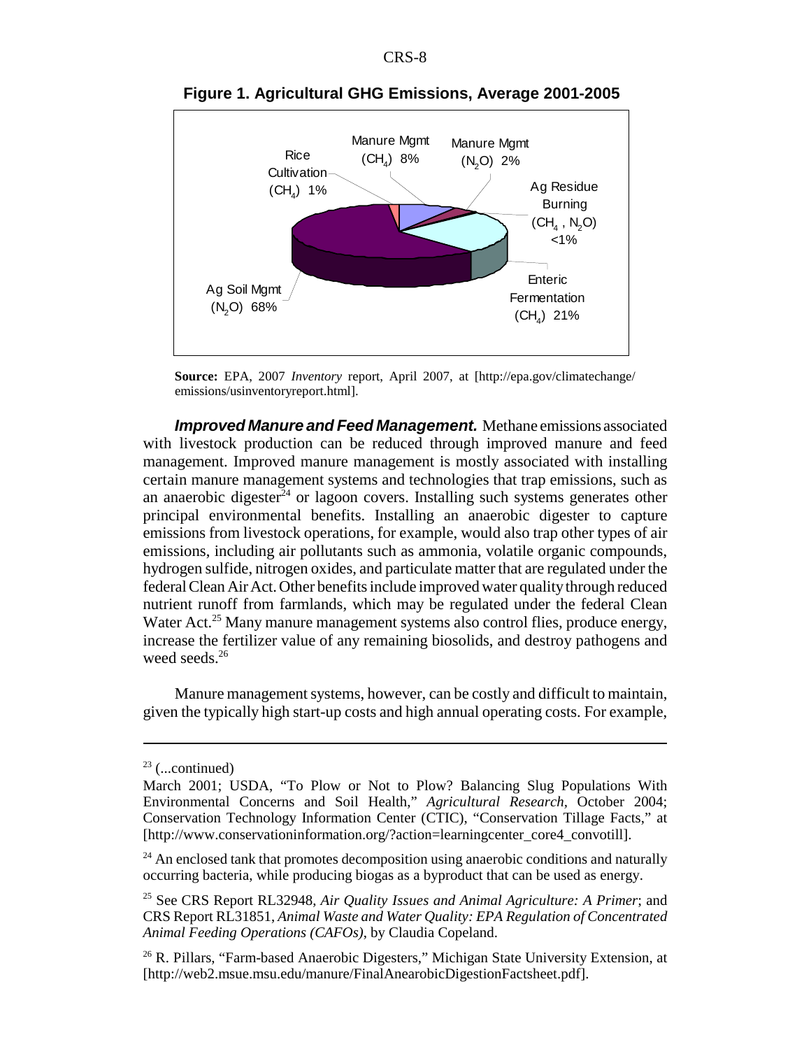**Figure 1. Agricultural GHG Emissions, Average 2001-2005**

Rice Cultivation ($CH_4$) 1%

Manure Mgmt ($CH_4$) 8%

Manure Mgmt ($N_2O$) 2%

Ag Residue Burning ($CH_4$ , $N_2O$) <1%

Enteric Fermentation ($CH_4$) 21%

Ag Soil Mgmt ($N_2O$) 68%

**Source:** EPA, 2007 *Inventory* report, April 2007, at [http://epa.gov/climatechange/emissions/usinventoryreport.html].

***Improved Manure and Feed Management.*** Methane emissions associated with livestock production can be reduced through improved manure and feed management. Improved manure management is mostly associated with installing certain manure management systems and technologies that trap emissions, such as an anaerobic digester[24] or lagoon covers. Installing such systems generates other principal environmental benefits. Installing an anaerobic digester to capture emissions from livestock operations, for example, would also trap other types of air emissions, including air pollutants such as ammonia, volatile organic compounds, hydrogen sulfide, nitrogen oxides, and particulate matter that are regulated under the federal Clean Air Act. Other benefits include improved water quality through reduced nutrient runoff from farmlands, which may be regulated under the federal Clean Water Act.[25] Many manure management systems also control flies, produce energy, increase the fertilizer value of any remaining biosolids, and destroy pathogens and weed seeds.[26]

Manure management systems, however, can be costly and difficult to maintain, given the typically high start-up costs and high annual operating costs. For example,

---

[23] (...continued)

March 2001; USDA, "To Plow or Not to Plow? Balancing Slug Populations With Environmental Concerns and Soil Health," *Agricultural Research*, October 2004; Conservation Technology Information Center (CTIC), "Conservation Tillage Facts," at [http://www.conservationinformation.org/?action=learningcenter_core4_convotill].

[24] An enclosed tank that promotes decomposition using anaerobic conditions and naturally occurring bacteria, while producing biogas as a byproduct that can be used as energy.

[25] See CRS Report RL32948, *Air Quality Issues and Animal Agriculture: A Primer*; and CRS Report RL31851, *Animal Waste and Water Quality: EPA Regulation of Concentrated Animal Feeding Operations (CAFOs)*, by Claudia Copeland.

[26] R. Pillars, "Farm-based Anaerobic Digesters," Michigan State University Extension, at [http://web2.msue.msu.edu/manure/FinalAnearobicDigestionFactsheet.pdf].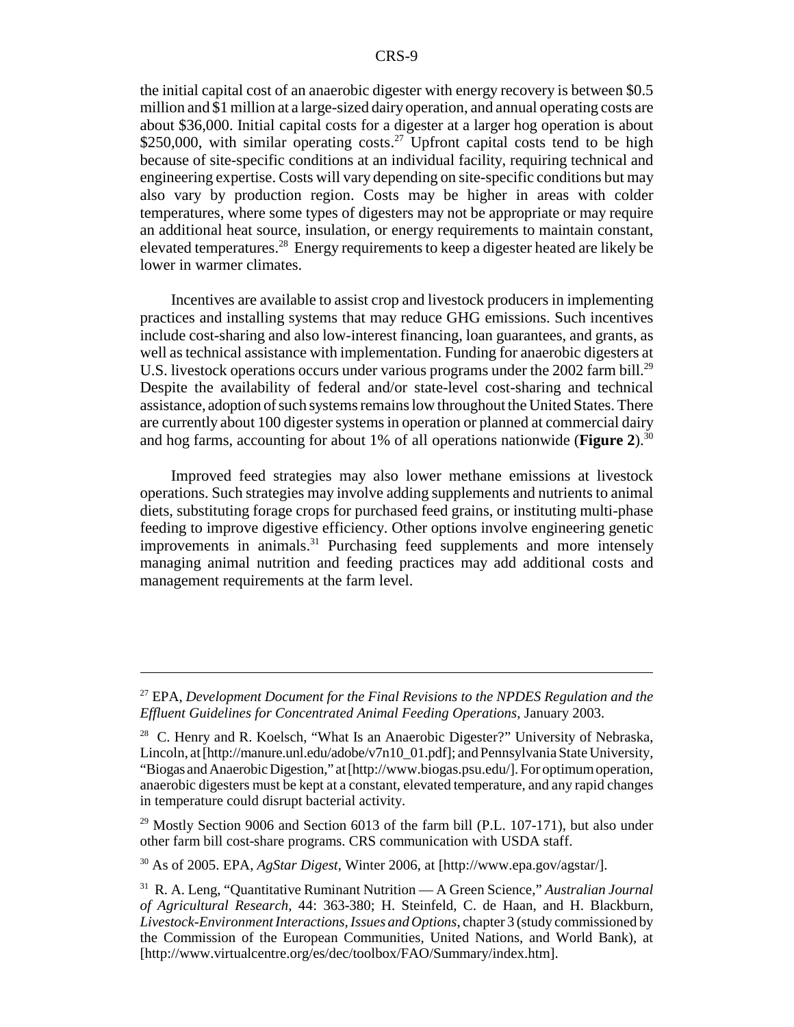the initial capital cost of an anaerobic digester with energy recovery is between $0.5 million and $1 million at a large-sized dairy operation, and annual operating costs are about $36,000. Initial capital costs for a digester at a larger hog operation is about $250,000, with similar operating costs.[27] Upfront capital costs tend to be high because of site-specific conditions at an individual facility, requiring technical and engineering expertise. Costs will vary depending on site-specific conditions but may also vary by production region. Costs may be higher in areas with colder temperatures, where some types of digesters may not be appropriate or may require an additional heat source, insulation, or energy requirements to maintain constant, elevated temperatures.[28] Energy requirements to keep a digester heated are likely be lower in warmer climates.

Incentives are available to assist crop and livestock producers in implementing practices and installing systems that may reduce GHG emissions. Such incentives include cost-sharing and also low-interest financing, loan guarantees, and grants, as well as technical assistance with implementation. Funding for anaerobic digesters at U.S. livestock operations occurs under various programs under the 2002 farm bill.[29] Despite the availability of federal and/or state-level cost-sharing and technical assistance, adoption of such systems remains low throughout the United States. There are currently about 100 digester systems in operation or planned at commercial dairy and hog farms, accounting for about 1% of all operations nationwide (**Figure 2**).[30]

Improved feed strategies may also lower methane emissions at livestock operations. Such strategies may involve adding supplements and nutrients to animal diets, substituting forage crops for purchased feed grains, or instituting multi-phase feeding to improve digestive efficiency. Other options involve engineering genetic improvements in animals.[31] Purchasing feed supplements and more intensely managing animal nutrition and feeding practices may add additional costs and management requirements at the farm level.

---

[27] EPA, *Development Document for the Final Revisions to the NPDES Regulation and the Effluent Guidelines for Concentrated Animal Feeding Operations*, January 2003.

[28] C. Henry and R. Koelsch, "What Is an Anaerobic Digester?" University of Nebraska, Lincoln, at [http://manure.unl.edu/adobe/v7n10_01.pdf]; and Pennsylvania State University, "Biogas and Anaerobic Digestion," at [http://www.biogas.psu.edu/]. For optimum operation, anaerobic digesters must be kept at a constant, elevated temperature, and any rapid changes in temperature could disrupt bacterial activity.

[29] Mostly Section 9006 and Section 6013 of the farm bill (P.L. 107-171), but also under other farm bill cost-share programs. CRS communication with USDA staff.

[30] As of 2005. EPA, *AgStar Digest*, Winter 2006, at [http://www.epa.gov/agstar/].

[31] R. A. Leng, "Quantitative Ruminant Nutrition — A Green Science," *Australian Journal of Agricultural Research*, 44: 363-380; H. Steinfeld, C. de Haan, and H. Blackburn, *Livestock-Environment Interactions, Issues and Options*, chapter 3 (study commissioned by the Commission of the European Communities, United Nations, and World Bank), at [http://www.virtualcentre.org/es/dec/toolbox/FAO/Summary/index.htm].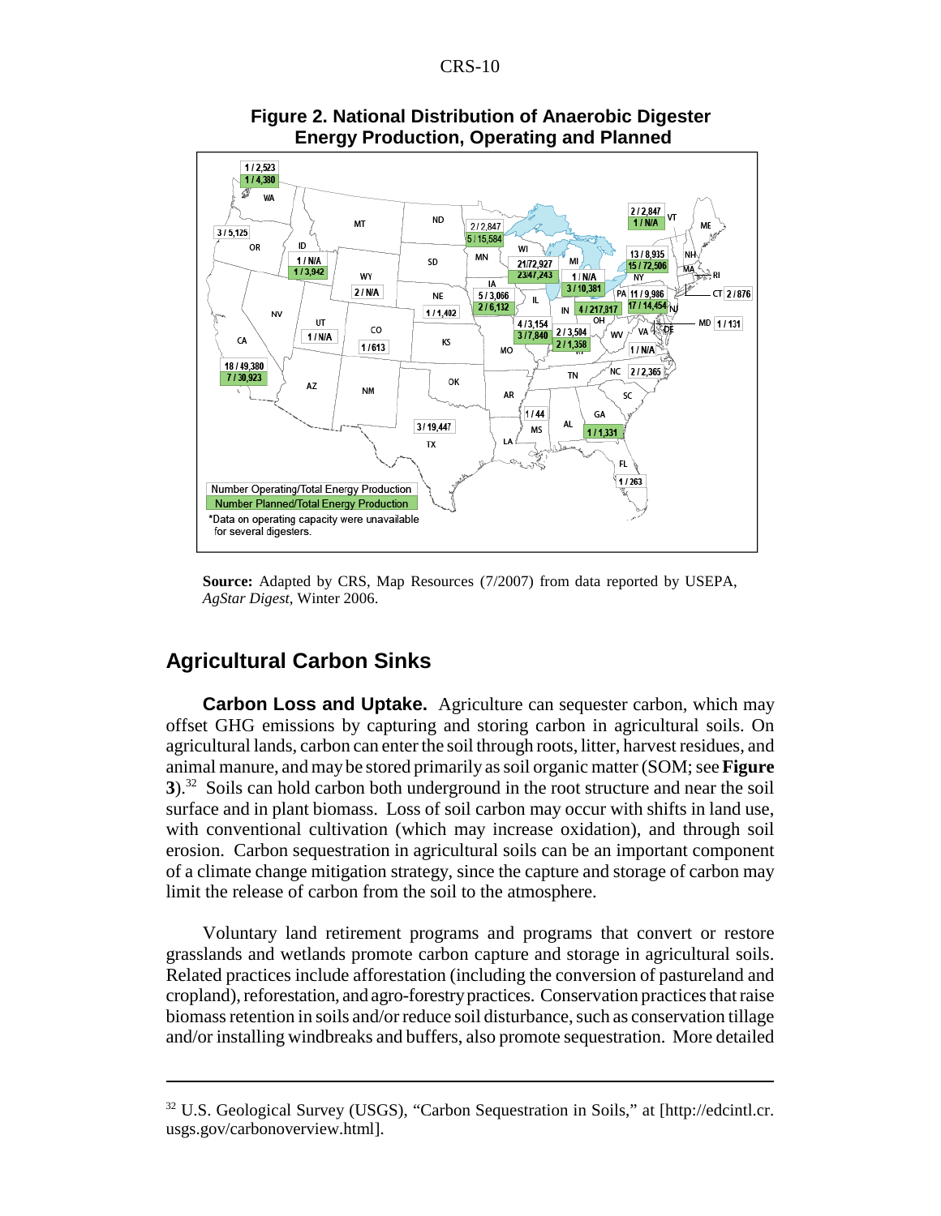**Figure 2. National Distribution of Anaerobic Digester Energy Production, Operating and Planned**

**Source:** Adapted by CRS, Map Resources (7/2007) from data reported by USEPA, *AgStar Digest*, Winter 2006.

## Agricultural Carbon Sinks

**Carbon Loss and Uptake.** Agriculture can sequester carbon, which may offset GHG emissions by capturing and storing carbon in agricultural soils. On agricultural lands, carbon can enter the soil through roots, litter, harvest residues, and animal manure, and may be stored primarily as soil organic matter (SOM; see **Figure 3**).[32] Soils can hold carbon both underground in the root structure and near the soil surface and in plant biomass. Loss of soil carbon may occur with shifts in land use, with conventional cultivation (which may increase oxidation), and through soil erosion. Carbon sequestration in agricultural soils can be an important component of a climate change mitigation strategy, since the capture and storage of carbon may limit the release of carbon from the soil to the atmosphere.

Voluntary land retirement programs and programs that convert or restore grasslands and wetlands promote carbon capture and storage in agricultural soils. Related practices include afforestation (including the conversion of pastureland and cropland), reforestation, and agro-forestry practices. Conservation practices that raise biomass retention in soils and/or reduce soil disturbance, such as conservation tillage and/or installing windbreaks and buffers, also promote sequestration. More detailed

---

[32] U.S. Geological Survey (USGS), "Carbon Sequestration in Soils," at [http://edcintl.cr.usgs.gov/carbonoverview.html].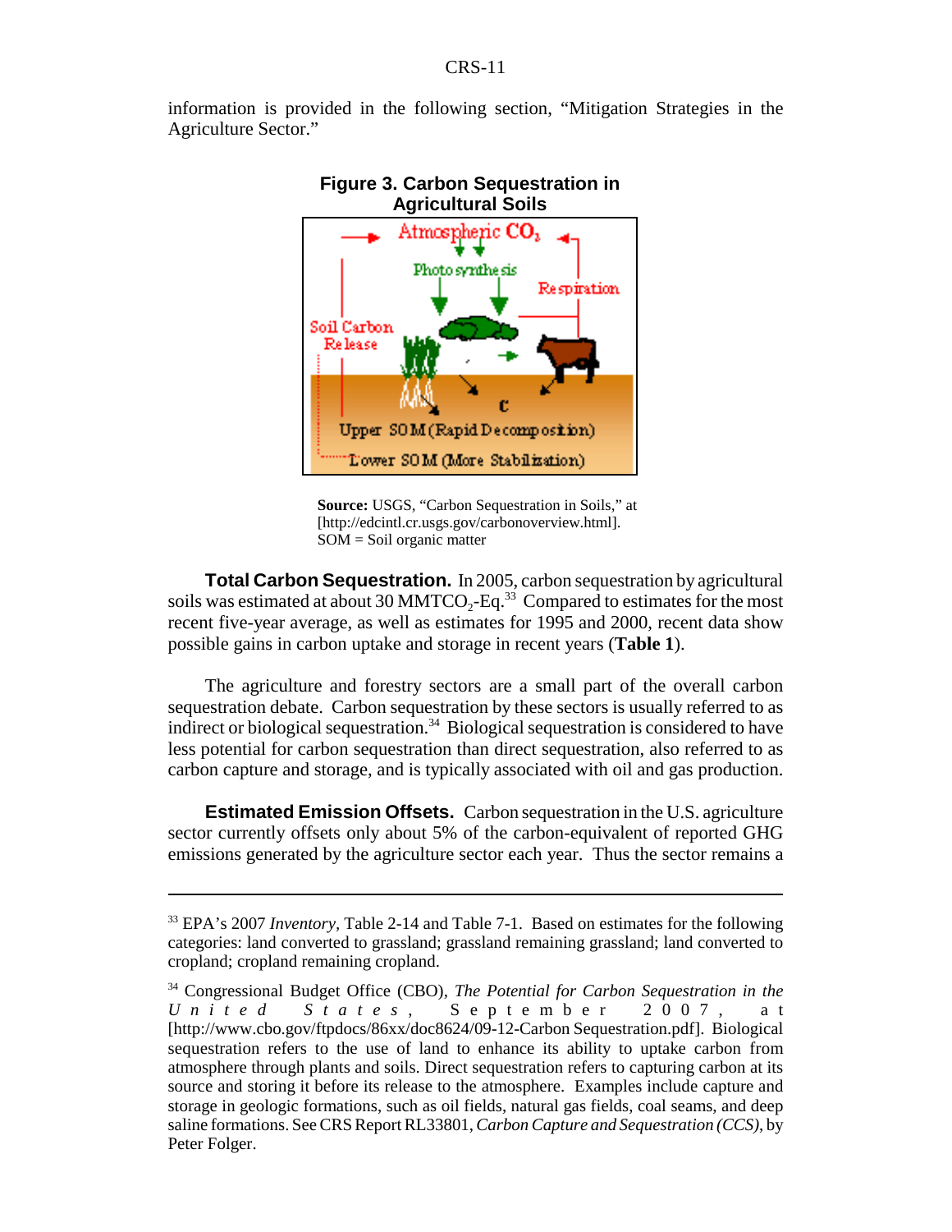information is provided in the following section, "Mitigation Strategies in the Agriculture Sector."

**Figure 3. Carbon Sequestration in Agricultural Soils**

**Source:** USGS, "Carbon Sequestration in Soils," at [http://edcintl.cr.usgs.gov/carbonoverview.html].
SOM = Soil organic matter

**Total Carbon Sequestration.** In 2005, carbon sequestration by agricultural soils was estimated at about 30 MMTCO$_2$-Eq.[33] Compared to estimates for the most recent five-year average, as well as estimates for 1995 and 2000, recent data show possible gains in carbon uptake and storage in recent years (**Table 1**).

The agriculture and forestry sectors are a small part of the overall carbon sequestration debate. Carbon sequestration by these sectors is usually referred to as indirect or biological sequestration.[34] Biological sequestration is considered to have less potential for carbon sequestration than direct sequestration, also referred to as carbon capture and storage, and is typically associated with oil and gas production.

**Estimated Emission Offsets.** Carbon sequestration in the U.S. agriculture sector currently offsets only about 5% of the carbon-equivalent of reported GHG emissions generated by the agriculture sector each year. Thus the sector remains a

---

[33] EPA's 2007 *Inventory*, Table 2-14 and Table 7-1. Based on estimates for the following categories: land converted to grassland; grassland remaining grassland; land converted to cropland; cropland remaining cropland.

[34] Congressional Budget Office (CBO), *The Potential for Carbon Sequestration in the United States*, September 2007, at [http://www.cbo.gov/ftpdocs/86xx/doc8624/09-12-Carbon Sequestration.pdf]. Biological sequestration refers to the use of land to enhance its ability to uptake carbon from atmosphere through plants and soils. Direct sequestration refers to capturing carbon at its source and storing it before its release to the atmosphere. Examples include capture and storage in geologic formations, such as oil fields, natural gas fields, coal seams, and deep saline formations. See CRS Report RL33801, *Carbon Capture and Sequestration (CCS)*, by Peter Folger.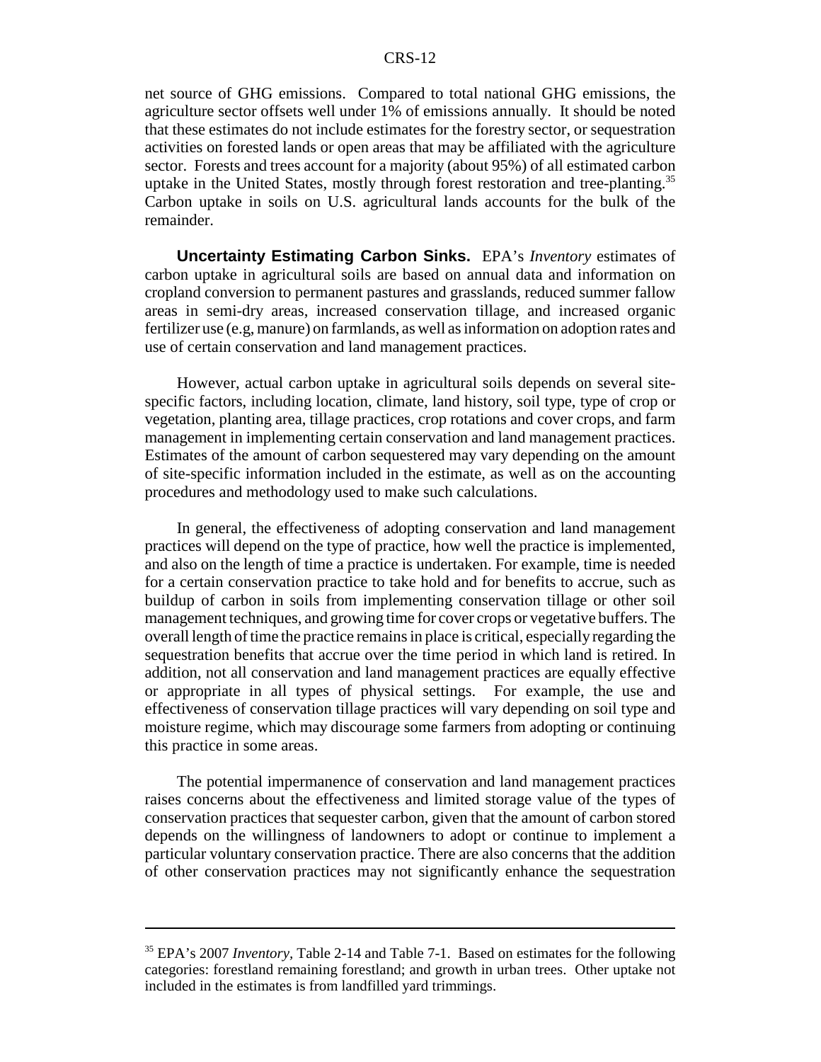net source of GHG emissions. Compared to total national GHG emissions, the agriculture sector offsets well under 1% of emissions annually. It should be noted that these estimates do not include estimates for the forestry sector, or sequestration activities on forested lands or open areas that may be affiliated with the agriculture sector. Forests and trees account for a majority (about 95%) of all estimated carbon uptake in the United States, mostly through forest restoration and tree-planting.[35] Carbon uptake in soils on U.S. agricultural lands accounts for the bulk of the remainder.

**Uncertainty Estimating Carbon Sinks.** EPA's *Inventory* estimates of carbon uptake in agricultural soils are based on annual data and information on cropland conversion to permanent pastures and grasslands, reduced summer fallow areas in semi-dry areas, increased conservation tillage, and increased organic fertilizer use (e.g, manure) on farmlands, as well as information on adoption rates and use of certain conservation and land management practices.

However, actual carbon uptake in agricultural soils depends on several site-specific factors, including location, climate, land history, soil type, type of crop or vegetation, planting area, tillage practices, crop rotations and cover crops, and farm management in implementing certain conservation and land management practices. Estimates of the amount of carbon sequestered may vary depending on the amount of site-specific information included in the estimate, as well as on the accounting procedures and methodology used to make such calculations.

In general, the effectiveness of adopting conservation and land management practices will depend on the type of practice, how well the practice is implemented, and also on the length of time a practice is undertaken. For example, time is needed for a certain conservation practice to take hold and for benefits to accrue, such as buildup of carbon in soils from implementing conservation tillage or other soil management techniques, and growing time for cover crops or vegetative buffers. The overall length of time the practice remains in place is critical, especially regarding the sequestration benefits that accrue over the time period in which land is retired. In addition, not all conservation and land management practices are equally effective or appropriate in all types of physical settings. For example, the use and effectiveness of conservation tillage practices will vary depending on soil type and moisture regime, which may discourage some farmers from adopting or continuing this practice in some areas.

The potential impermanence of conservation and land management practices raises concerns about the effectiveness and limited storage value of the types of conservation practices that sequester carbon, given that the amount of carbon stored depends on the willingness of landowners to adopt or continue to implement a particular voluntary conservation practice. There are also concerns that the addition of other conservation practices may not significantly enhance the sequestration

---

[35] EPA's 2007 *Inventory,* Table 2-14 and Table 7-1. Based on estimates for the following categories: forestland remaining forestland; and growth in urban trees. Other uptake not included in the estimates is from landfilled yard trimmings.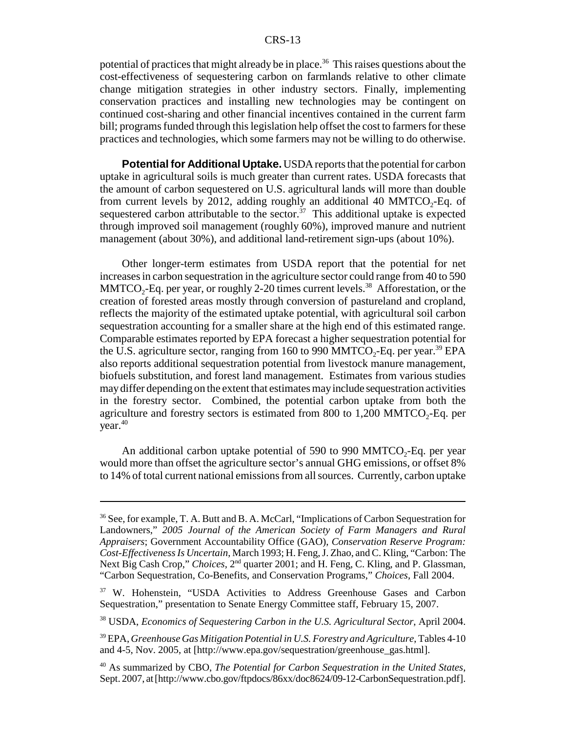potential of practices that might already be in place.[36] This raises questions about the cost-effectiveness of sequestering carbon on farmlands relative to other climate change mitigation strategies in other industry sectors. Finally, implementing conservation practices and installing new technologies may be contingent on continued cost-sharing and other financial incentives contained in the current farm bill; programs funded through this legislation help offset the cost to farmers for these practices and technologies, which some farmers may not be willing to do otherwise.

**Potential for Additional Uptake.** USDA reports that the potential for carbon uptake in agricultural soils is much greater than current rates. USDA forecasts that the amount of carbon sequestered on U.S. agricultural lands will more than double from current levels by 2012, adding roughly an additional 40 MMT$CO_2$-Eq. of sequestered carbon attributable to the sector.[37] This additional uptake is expected through improved soil management (roughly 60%), improved manure and nutrient management (about 30%), and additional land-retirement sign-ups (about 10%).

Other longer-term estimates from USDA report that the potential for net increases in carbon sequestration in the agriculture sector could range from 40 to 590 MMT$CO_2$-Eq. per year, or roughly 2-20 times current levels.[38] Afforestation, or the creation of forested areas mostly through conversion of pastureland and cropland, reflects the majority of the estimated uptake potential, with agricultural soil carbon sequestration accounting for a smaller share at the high end of this estimated range. Comparable estimates reported by EPA forecast a higher sequestration potential for the U.S. agriculture sector, ranging from 160 to 990 MMT$CO_2$-Eq. per year.[39] EPA also reports additional sequestration potential from livestock manure management, biofuels substitution, and forest land management. Estimates from various studies may differ depending on the extent that estimates may include sequestration activities in the forestry sector. Combined, the potential carbon uptake from both the agriculture and forestry sectors is estimated from 800 to 1,200 MMT$CO_2$-Eq. per year.[40]

An additional carbon uptake potential of 590 to 990 MMT$CO_2$-Eq. per year would more than offset the agriculture sector's annual GHG emissions, or offset 8% to 14% of total current national emissions from all sources. Currently, carbon uptake

---

[36] See, for example, T. A. Butt and B. A. McCarl, "Implications of Carbon Sequestration for Landowners," *2005 Journal of the American Society of Farm Managers and Rural Appraisers*; Government Accountability Office (GAO), *Conservation Reserve Program: Cost-Effectiveness Is Uncertain*, March 1993; H. Feng, J. Zhao, and C. Kling, "Carbon: The Next Big Cash Crop," *Choices*, 2nd quarter 2001; and H. Feng, C. Kling, and P. Glassman, "Carbon Sequestration, Co-Benefits, and Conservation Programs," *Choices*, Fall 2004.

[37] W. Hohenstein, "USDA Activities to Address Greenhouse Gases and Carbon Sequestration," presentation to Senate Energy Committee staff, February 15, 2007.

[38] USDA, *Economics of Sequestering Carbon in the U.S. Agricultural Sector*, April 2004.

[39] EPA, *Greenhouse Gas Mitigation Potential in U.S. Forestry and Agriculture*, Tables 4-10 and 4-5, Nov. 2005, at [http://www.epa.gov/sequestration/greenhouse_gas.html].

[40] As summarized by CBO, *The Potential for Carbon Sequestration in the United States*, Sept. 2007, at [http://www.cbo.gov/ftpdocs/86xx/doc8624/09-12-CarbonSequestration.pdf].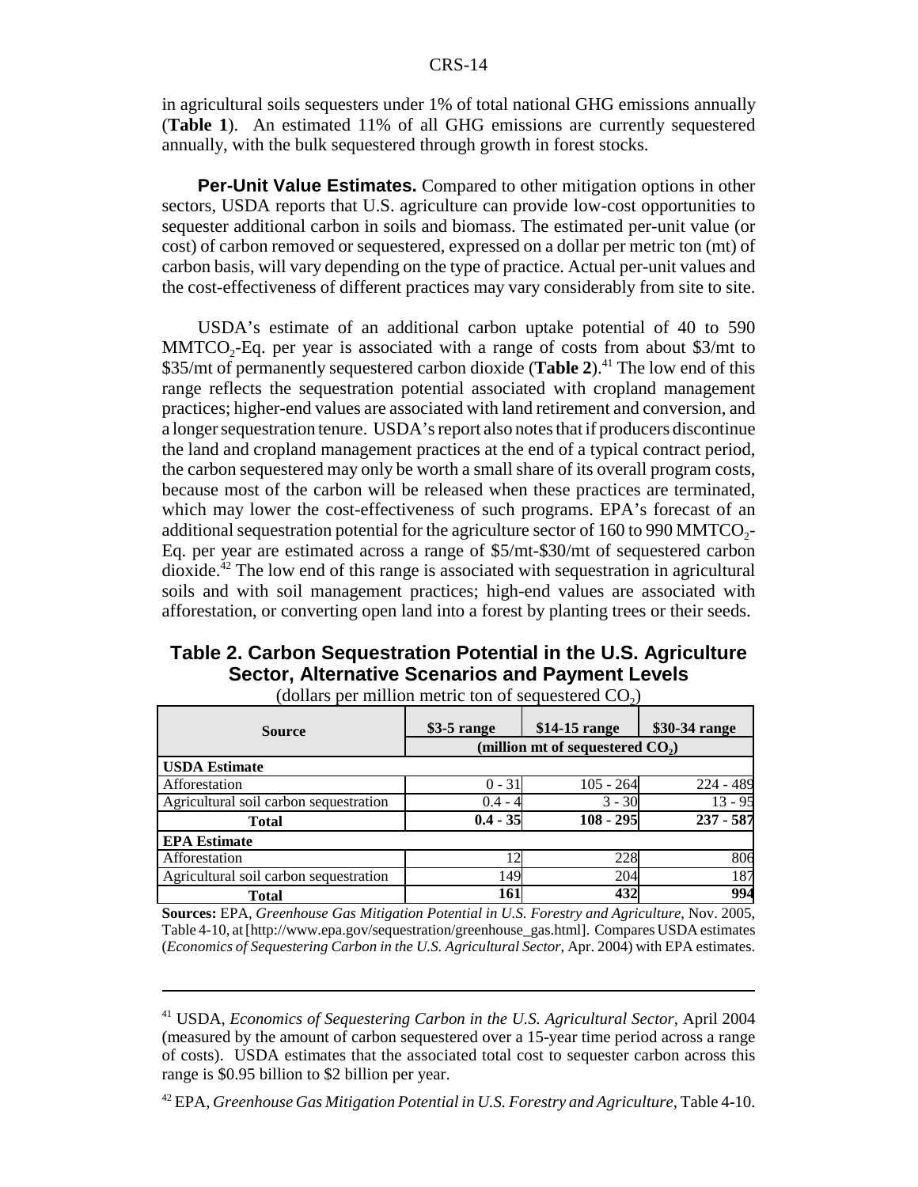in agricultural soils sequesters under 1% of total national GHG emissions annually (**Table 1**). An estimated 11% of all GHG emissions are currently sequestered annually, with the bulk sequestered through growth in forest stocks.

**Per-Unit Value Estimates.** Compared to other mitigation options in other sectors, USDA reports that U.S. agriculture can provide low-cost opportunities to sequester additional carbon in soils and biomass. The estimated per-unit value (or cost) of carbon removed or sequestered, expressed on a dollar per metric ton (mt) of carbon basis, will vary depending on the type of practice. Actual per-unit values and the cost-effectiveness of different practices may vary considerably from site to site.

USDA's estimate of an additional carbon uptake potential of 40 to 590 $MMTCO_2$-Eq. per year is associated with a range of costs from about \$3/mt to \$35/mt of permanently sequestered carbon dioxide (**Table 2**).[41] The low end of this range reflects the sequestration potential associated with cropland management practices; higher-end values are associated with land retirement and conversion, and a longer sequestration tenure. USDA's report also notes that if producers discontinue the land and cropland management practices at the end of a typical contract period, the carbon sequestered may only be worth a small share of its overall program costs, because most of the carbon will be released when these practices are terminated, which may lower the cost-effectiveness of such programs. EPA's forecast of an additional sequestration potential for the agriculture sector of 160 to 990 $MMTCO_2$-Eq. per year are estimated across a range of \$5/mt-\$30/mt of sequestered carbon dioxide.[42] The low end of this range is associated with sequestration in agricultural soils and with soil management practices; high-end values are associated with afforestation, or converting open land into a forest by planting trees or their seeds.

**Table 2. Carbon Sequestration Potential in the U.S. Agriculture Sector, Alternative Scenarios and Payment Levels**

(dollars per million metric ton of sequestered $CO_2$)

| Source | \$3-5 range | \$14-15 range | \$30-34 range |
|---|---|---|---|
| | (million mt of sequestered $CO_2$) | | |
| **USDA Estimate** | | | |
| Afforestation | 0 - 31 | 105 - 264 | 224 - 489 |
| Agricultural soil carbon sequestration | 0.4 - 4 | 3 - 30 | 13 - 95 |
| **Total** | **0.4 - 35** | **108 - 295** | **237 - 587** |
| **EPA Estimate** | | | |
| Afforestation | 12 | 228 | 806 |
| Agricultural soil carbon sequestration | 149 | 204 | 187 |
| **Total** | **161** | **432** | **994** |

**Sources:** EPA, *Greenhouse Gas Mitigation Potential in U.S. Forestry and Agriculture*, Nov. 2005, Table 4-10, at [http://www.epa.gov/sequestration/greenhouse_gas.html]. Compares USDA estimates (*Economics of Sequestering Carbon in the U.S. Agricultural Sector*, Apr. 2004) with EPA estimates.

---

[41] USDA, *Economics of Sequestering Carbon in the U.S. Agricultural Sector*, April 2004 (measured by the amount of carbon sequestered over a 15-year time period across a range of costs). USDA estimates that the associated total cost to sequester carbon across this range is \$0.95 billion to \$2 billion per year.

[42] EPA, *Greenhouse Gas Mitigation Potential in U.S. Forestry and Agriculture*, Table 4-10.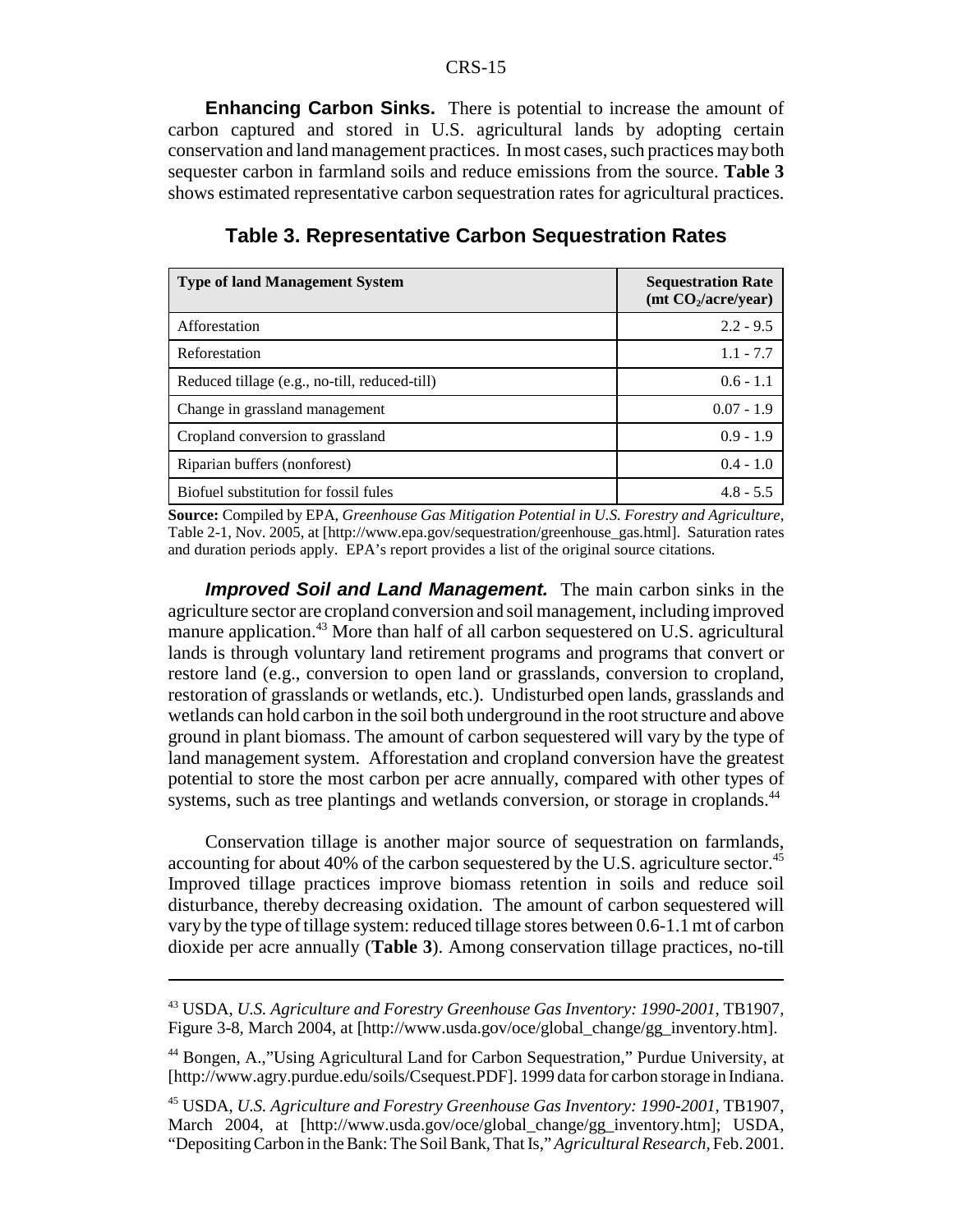**Enhancing Carbon Sinks.** There is potential to increase the amount of carbon captured and stored in U.S. agricultural lands by adopting certain conservation and land management practices. In most cases, such practices may both sequester carbon in farmland soils and reduce emissions from the source. **Table 3** shows estimated representative carbon sequestration rates for agricultural practices.

**Table 3. Representative Carbon Sequestration Rates**

| Type of land Management System | Sequestration Rate (mt $CO_2$/acre/year) |
|---|---|
| Afforestation | 2.2 - 9.5 |
| Reforestation | 1.1 - 7.7 |
| Reduced tillage (e.g., no-till, reduced-till) | 0.6 - 1.1 |
| Change in grassland management | 0.07 - 1.9 |
| Cropland conversion to grassland | 0.9 - 1.9 |
| Riparian buffers (nonforest) | 0.4 - 1.0 |
| Biofuel substitution for fossil fules | 4.8 - 5.5 |

**Source:** Compiled by EPA, *Greenhouse Gas Mitigation Potential in U.S. Forestry and Agriculture*, Table 2-1, Nov. 2005, at [http://www.epa.gov/sequestration/greenhouse_gas.html]. Saturation rates and duration periods apply. EPA's report provides a list of the original source citations.

***Improved Soil and Land Management.*** The main carbon sinks in the agriculture sector are cropland conversion and soil management, including improved manure application.[43] More than half of all carbon sequestered on U.S. agricultural lands is through voluntary land retirement programs and programs that convert or restore land (e.g., conversion to open land or grasslands, conversion to cropland, restoration of grasslands or wetlands, etc.). Undisturbed open lands, grasslands and wetlands can hold carbon in the soil both underground in the root structure and above ground in plant biomass. The amount of carbon sequestered will vary by the type of land management system. Afforestation and cropland conversion have the greatest potential to store the most carbon per acre annually, compared with other types of systems, such as tree plantings and wetlands conversion, or storage in croplands.[44]

Conservation tillage is another major source of sequestration on farmlands, accounting for about 40% of the carbon sequestered by the U.S. agriculture sector.[45] Improved tillage practices improve biomass retention in soils and reduce soil disturbance, thereby decreasing oxidation. The amount of carbon sequestered will vary by the type of tillage system: reduced tillage stores between 0.6-1.1 mt of carbon dioxide per acre annually (**Table 3**). Among conservation tillage practices, no-till

---

[43] USDA, *U.S. Agriculture and Forestry Greenhouse Gas Inventory: 1990-2001*, TB1907, Figure 3-8, March 2004, at [http://www.usda.gov/oce/global_change/gg_inventory.htm].

[44] Bongen, A.,"Using Agricultural Land for Carbon Sequestration," Purdue University, at [http://www.agry.purdue.edu/soils/Csequest.PDF]. 1999 data for carbon storage in Indiana.

[45] USDA, *U.S. Agriculture and Forestry Greenhouse Gas Inventory: 1990-2001*, TB1907, March 2004, at [http://www.usda.gov/oce/global_change/gg_inventory.htm]; USDA, "Depositing Carbon in the Bank: The Soil Bank, That Is," *Agricultural Research*, Feb. 2001.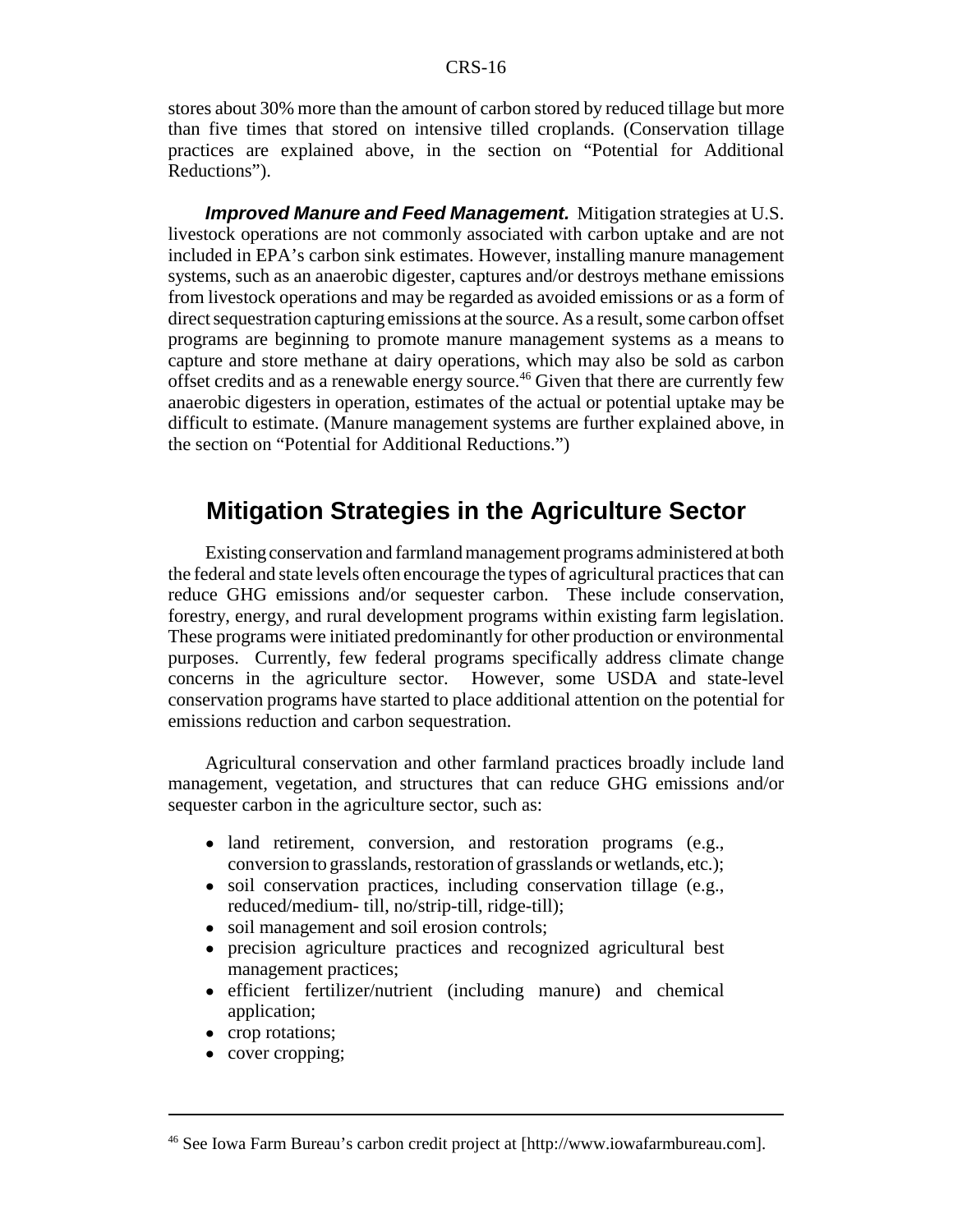stores about 30% more than the amount of carbon stored by reduced tillage but more than five times that stored on intensive tilled croplands. (Conservation tillage practices are explained above, in the section on "Potential for Additional Reductions").

***Improved Manure and Feed Management.*** Mitigation strategies at U.S. livestock operations are not commonly associated with carbon uptake and are not included in EPA's carbon sink estimates. However, installing manure management systems, such as an anaerobic digester, captures and/or destroys methane emissions from livestock operations and may be regarded as avoided emissions or as a form of direct sequestration capturing emissions at the source. As a result, some carbon offset programs are beginning to promote manure management systems as a means to capture and store methane at dairy operations, which may also be sold as carbon offset credits and as a renewable energy source.[46] Given that there are currently few anaerobic digesters in operation, estimates of the actual or potential uptake may be difficult to estimate. (Manure management systems are further explained above, in the section on "Potential for Additional Reductions.")

## Mitigation Strategies in the Agriculture Sector

Existing conservation and farmland management programs administered at both the federal and state levels often encourage the types of agricultural practices that can reduce GHG emissions and/or sequester carbon. These include conservation, forestry, energy, and rural development programs within existing farm legislation. These programs were initiated predominantly for other production or environmental purposes. Currently, few federal programs specifically address climate change concerns in the agriculture sector. However, some USDA and state-level conservation programs have started to place additional attention on the potential for emissions reduction and carbon sequestration.

Agricultural conservation and other farmland practices broadly include land management, vegetation, and structures that can reduce GHG emissions and/or sequester carbon in the agriculture sector, such as:

- land retirement, conversion, and restoration programs (e.g., conversion to grasslands, restoration of grasslands or wetlands, etc.);
- soil conservation practices, including conservation tillage (e.g., reduced/medium- till, no/strip-till, ridge-till);
- soil management and soil erosion controls;
- precision agriculture practices and recognized agricultural best management practices;
- efficient fertilizer/nutrient (including manure) and chemical application;
- crop rotations;
- cover cropping;

[46] See Iowa Farm Bureau's carbon credit project at [http://www.iowafarmbureau.com].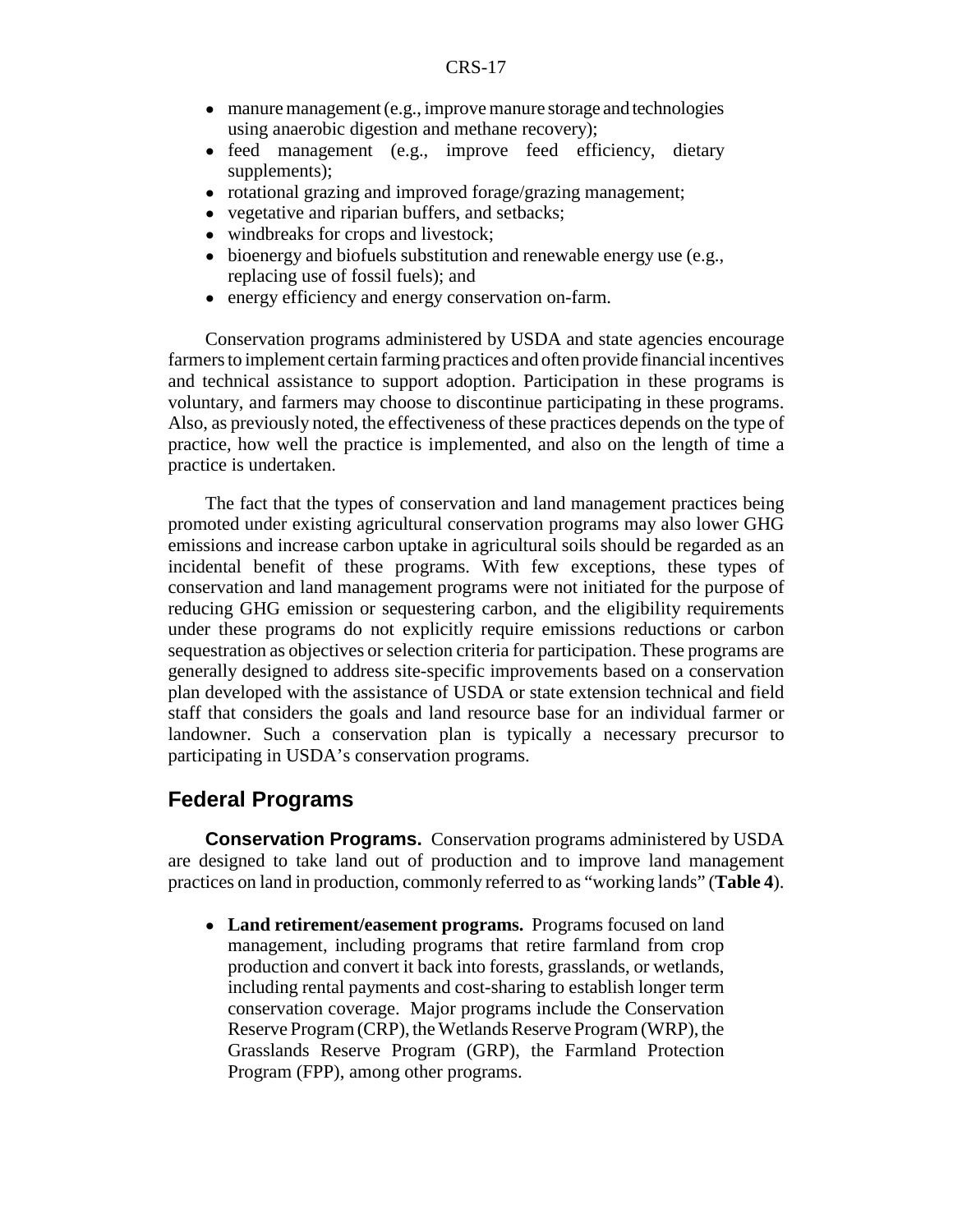- manure management (e.g., improve manure storage and technologies using anaerobic digestion and methane recovery);
- feed management (e.g., improve feed efficiency, dietary supplements);
- rotational grazing and improved forage/grazing management;
- vegetative and riparian buffers, and setbacks;
- windbreaks for crops and livestock;
- bioenergy and biofuels substitution and renewable energy use (e.g., replacing use of fossil fuels); and
- energy efficiency and energy conservation on-farm.

Conservation programs administered by USDA and state agencies encourage farmers to implement certain farming practices and often provide financial incentives and technical assistance to support adoption. Participation in these programs is voluntary, and farmers may choose to discontinue participating in these programs. Also, as previously noted, the effectiveness of these practices depends on the type of practice, how well the practice is implemented, and also on the length of time a practice is undertaken.

The fact that the types of conservation and land management practices being promoted under existing agricultural conservation programs may also lower GHG emissions and increase carbon uptake in agricultural soils should be regarded as an incidental benefit of these programs. With few exceptions, these types of conservation and land management programs were not initiated for the purpose of reducing GHG emission or sequestering carbon, and the eligibility requirements under these programs do not explicitly require emissions reductions or carbon sequestration as objectives or selection criteria for participation. These programs are generally designed to address site-specific improvements based on a conservation plan developed with the assistance of USDA or state extension technical and field staff that considers the goals and land resource base for an individual farmer or landowner. Such a conservation plan is typically a necessary precursor to participating in USDA's conservation programs.

## Federal Programs

**Conservation Programs.** Conservation programs administered by USDA are designed to take land out of production and to improve land management practices on land in production, commonly referred to as "working lands" (**Table 4**).

- **Land retirement/easement programs.** Programs focused on land management, including programs that retire farmland from crop production and convert it back into forests, grasslands, or wetlands, including rental payments and cost-sharing to establish longer term conservation coverage. Major programs include the Conservation Reserve Program (CRP), the Wetlands Reserve Program (WRP), the Grasslands Reserve Program (GRP), the Farmland Protection Program (FPP), among other programs.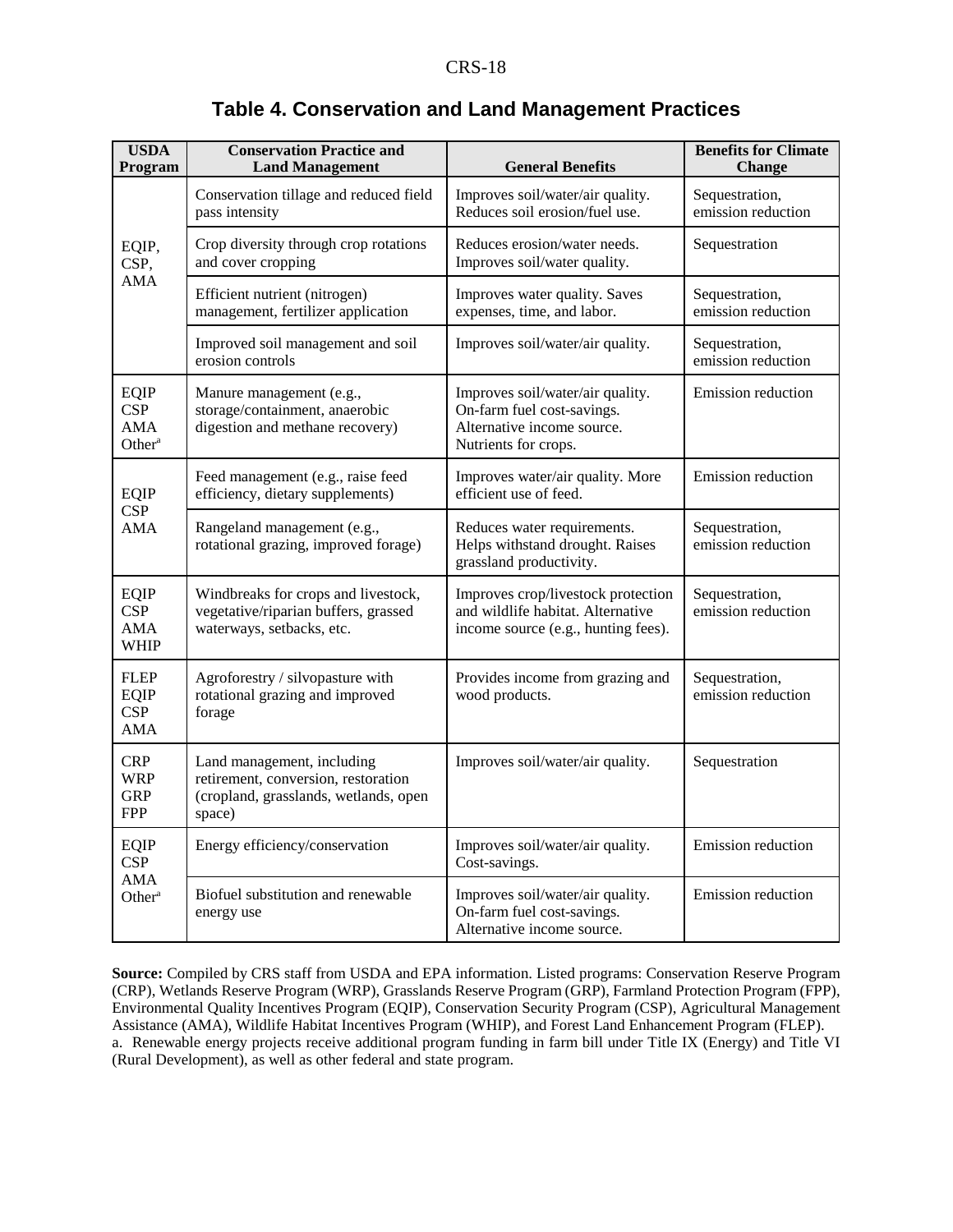## Table 4. Conservation and Land Management Practices

| USDA Program | Conservation Practice and Land Management | General Benefits | Benefits for Climate Change |
| --- | --- | --- | --- |
| EQIP, CSP, AMA | Conservation tillage and reduced field pass intensity | Improves soil/water/air quality. Reduces soil erosion/fuel use. | Sequestration, emission reduction |
| | Crop diversity through crop rotations and cover cropping | Reduces erosion/water needs. Improves soil/water quality. | Sequestration |
| | Efficient nutrient (nitrogen) management, fertilizer application | Improves water quality. Saves expenses, time, and labor. | Sequestration, emission reduction |
| | Improved soil management and soil erosion controls | Improves soil/water/air quality. | Sequestration, emission reduction |
| EQIP CSP AMA Other[a] | Manure management (e.g., storage/containment, anaerobic digestion and methane recovery) | Improves soil/water/air quality. On-farm fuel cost-savings. Alternative income source. Nutrients for crops. | Emission reduction |
| EQIP CSP AMA | Feed management (e.g., raise feed efficiency, dietary supplements) | Improves water/air quality. More efficient use of feed. | Emission reduction |
| | Rangeland management (e.g., rotational grazing, improved forage) | Reduces water requirements. Helps withstand drought. Raises grassland productivity. | Sequestration, emission reduction |
| EQIP CSP AMA WHIP | Windbreaks for crops and livestock, vegetative/riparian buffers, grassed waterways, setbacks, etc. | Improves crop/livestock protection and wildlife habitat. Alternative income source (e.g., hunting fees). | Sequestration, emission reduction |
| FLEP EQIP CSP AMA | Agroforestry / silvopasture with rotational grazing and improved forage | Provides income from grazing and wood products. | Sequestration, emission reduction |
| CRP WRP GRP FPP | Land management, including retirement, conversion, restoration (cropland, grasslands, wetlands, open space) | Improves soil/water/air quality. | Sequestration |
| EQIP CSP AMA Other[a] | Energy efficiency/conservation | Improves soil/water/air quality. Cost-savings. | Emission reduction |
| | Biofuel substitution and renewable energy use | Improves soil/water/air quality. On-farm fuel cost-savings. Alternative income source. | Emission reduction |

**Source:** Compiled by CRS staff from USDA and EPA information. Listed programs: Conservation Reserve Program (CRP), Wetlands Reserve Program (WRP), Grasslands Reserve Program (GRP), Farmland Protection Program (FPP), Environmental Quality Incentives Program (EQIP), Conservation Security Program (CSP), Agricultural Management Assistance (AMA), Wildlife Habitat Incentives Program (WHIP), and Forest Land Enhancement Program (FLEP).

a. Renewable energy projects receive additional program funding in farm bill under Title IX (Energy) and Title VI (Rural Development), as well as other federal and state program.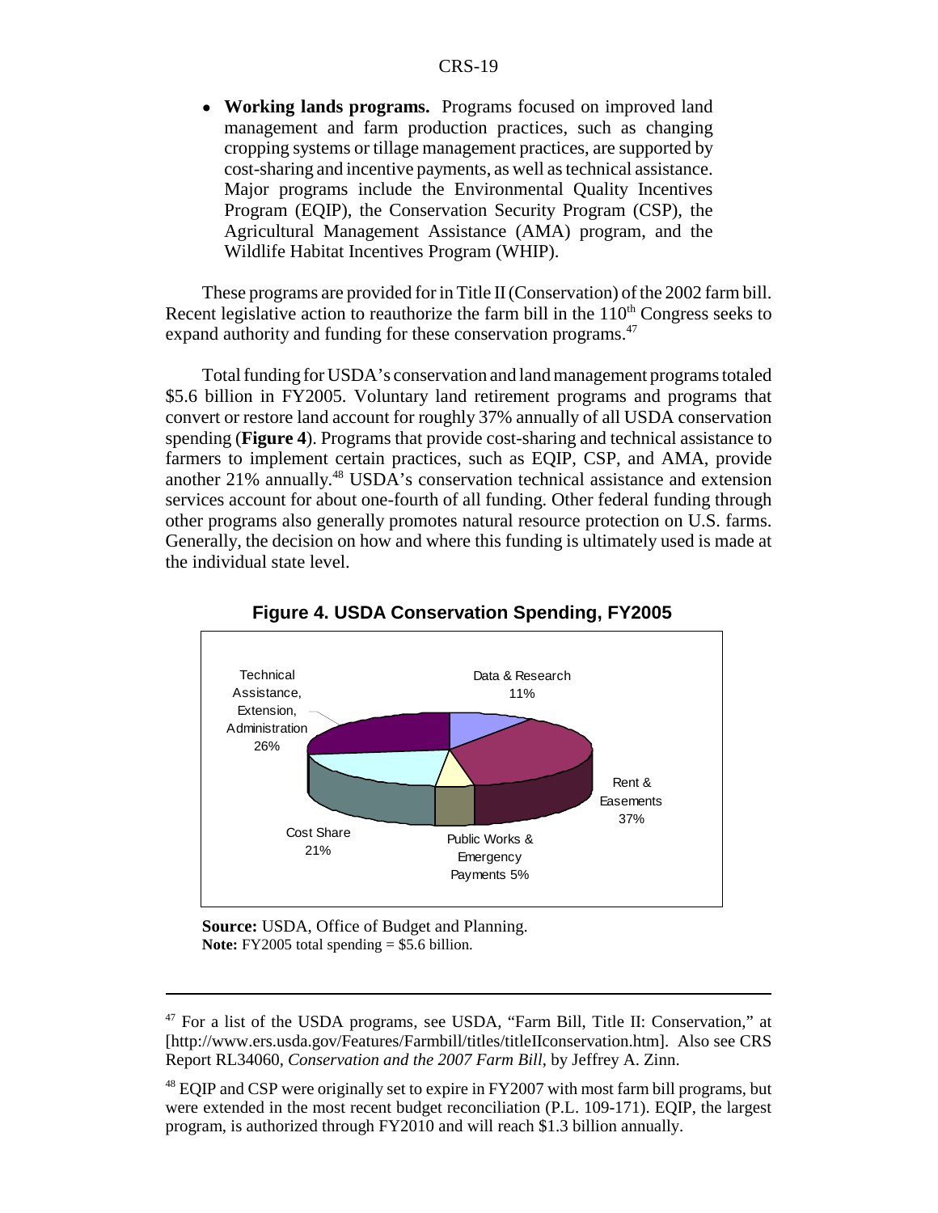- **Working lands programs.** Programs focused on improved land management and farm production practices, such as changing cropping systems or tillage management practices, are supported by cost-sharing and incentive payments, as well as technical assistance. Major programs include the Environmental Quality Incentives Program (EQIP), the Conservation Security Program (CSP), the Agricultural Management Assistance (AMA) program, and the Wildlife Habitat Incentives Program (WHIP).

These programs are provided for in Title II (Conservation) of the 2002 farm bill. Recent legislative action to reauthorize the farm bill in the 110th Congress seeks to expand authority and funding for these conservation programs.[47]

Total funding for USDA's conservation and land management programs totaled $5.6 billion in FY2005. Voluntary land retirement programs and programs that convert or restore land account for roughly 37% annually of all USDA conservation spending (**Figure 4**). Programs that provide cost-sharing and technical assistance to farmers to implement certain practices, such as EQIP, CSP, and AMA, provide another 21% annually.[48] USDA's conservation technical assistance and extension services account for about one-fourth of all funding. Other federal funding through other programs also generally promotes natural resource protection on U.S. farms. Generally, the decision on how and where this funding is ultimately used is made at the individual state level.

**Figure 4. USDA Conservation Spending, FY2005**

| Category | Share |
|---|---|
| Data & Research | 11% |
| Rent & Easements | 37% |
| Public Works & Emergency Payments | 5% |
| Cost Share | 21% |
| Technical Assistance, Extension, Administration | 26% |

**Source:** USDA, Office of Budget and Planning.
**Note:** FY2005 total spending = $5.6 billion.

---

[47] For a list of the USDA programs, see USDA, "Farm Bill, Title II: Conservation," at [http://www.ers.usda.gov/Features/Farmbill/titles/titleIIconservation.htm]. Also see CRS Report RL34060, *Conservation and the 2007 Farm Bill*, by Jeffrey A. Zinn.

[48] EQIP and CSP were originally set to expire in FY2007 with most farm bill programs, but were extended in the most recent budget reconciliation (P.L. 109-171). EQIP, the largest program, is authorized through FY2010 and will reach $1.3 billion annually.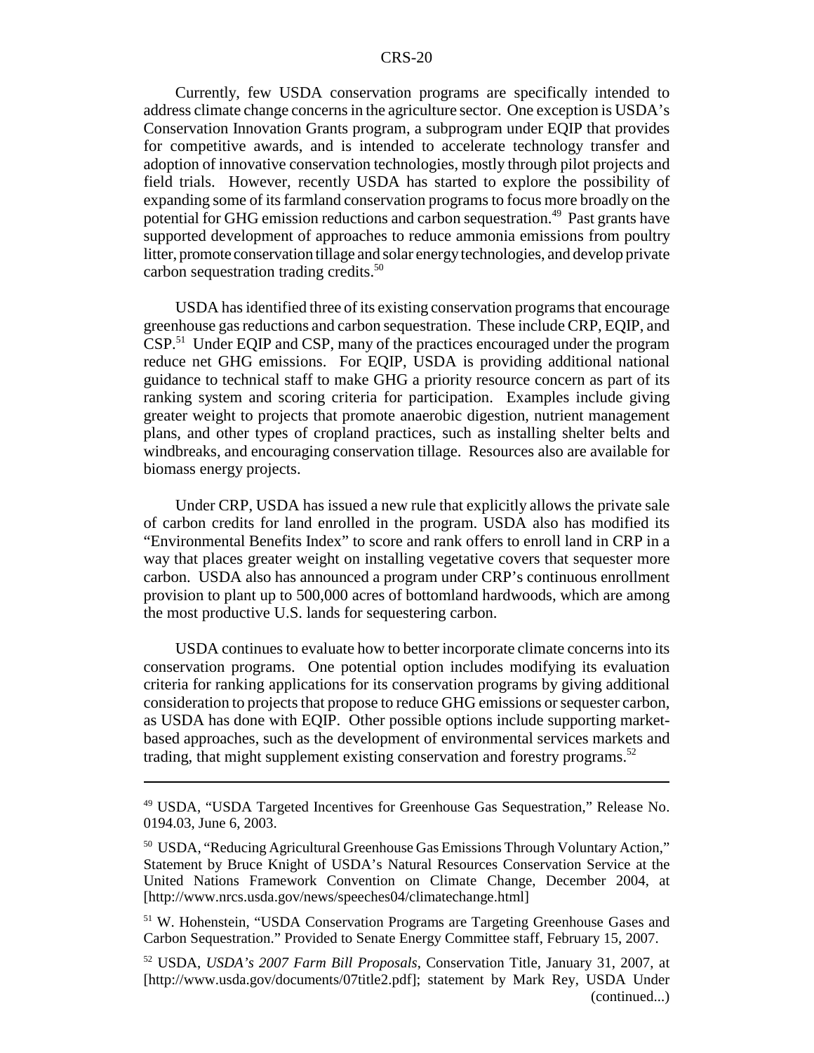Currently, few USDA conservation programs are specifically intended to address climate change concerns in the agriculture sector. One exception is USDA's Conservation Innovation Grants program, a subprogram under EQIP that provides for competitive awards, and is intended to accelerate technology transfer and adoption of innovative conservation technologies, mostly through pilot projects and field trials. However, recently USDA has started to explore the possibility of expanding some of its farmland conservation programs to focus more broadly on the potential for GHG emission reductions and carbon sequestration.[49] Past grants have supported development of approaches to reduce ammonia emissions from poultry litter, promote conservation tillage and solar energy technologies, and develop private carbon sequestration trading credits.[50]

USDA has identified three of its existing conservation programs that encourage greenhouse gas reductions and carbon sequestration. These include CRP, EQIP, and CSP.[51] Under EQIP and CSP, many of the practices encouraged under the program reduce net GHG emissions. For EQIP, USDA is providing additional national guidance to technical staff to make GHG a priority resource concern as part of its ranking system and scoring criteria for participation. Examples include giving greater weight to projects that promote anaerobic digestion, nutrient management plans, and other types of cropland practices, such as installing shelter belts and windbreaks, and encouraging conservation tillage. Resources also are available for biomass energy projects.

Under CRP, USDA has issued a new rule that explicitly allows the private sale of carbon credits for land enrolled in the program. USDA also has modified its "Environmental Benefits Index" to score and rank offers to enroll land in CRP in a way that places greater weight on installing vegetative covers that sequester more carbon. USDA also has announced a program under CRP's continuous enrollment provision to plant up to 500,000 acres of bottomland hardwoods, which are among the most productive U.S. lands for sequestering carbon.

USDA continues to evaluate how to better incorporate climate concerns into its conservation programs. One potential option includes modifying its evaluation criteria for ranking applications for its conservation programs by giving additional consideration to projects that propose to reduce GHG emissions or sequester carbon, as USDA has done with EQIP. Other possible options include supporting market-based approaches, such as the development of environmental services markets and trading, that might supplement existing conservation and forestry programs.[52]

---

[49] USDA, "USDA Targeted Incentives for Greenhouse Gas Sequestration," Release No. 0194.03, June 6, 2003.

[50] USDA, "Reducing Agricultural Greenhouse Gas Emissions Through Voluntary Action," Statement by Bruce Knight of USDA's Natural Resources Conservation Service at the United Nations Framework Convention on Climate Change, December 2004, at [http://www.nrcs.usda.gov/news/speeches04/climatechange.html]

[51] W. Hohenstein, "USDA Conservation Programs are Targeting Greenhouse Gases and Carbon Sequestration." Provided to Senate Energy Committee staff, February 15, 2007.

[52] USDA, *USDA's 2007 Farm Bill Proposals*, Conservation Title, January 31, 2007, at [http://www.usda.gov/documents/07title2.pdf]; statement by Mark Rey, USDA Under (continued...)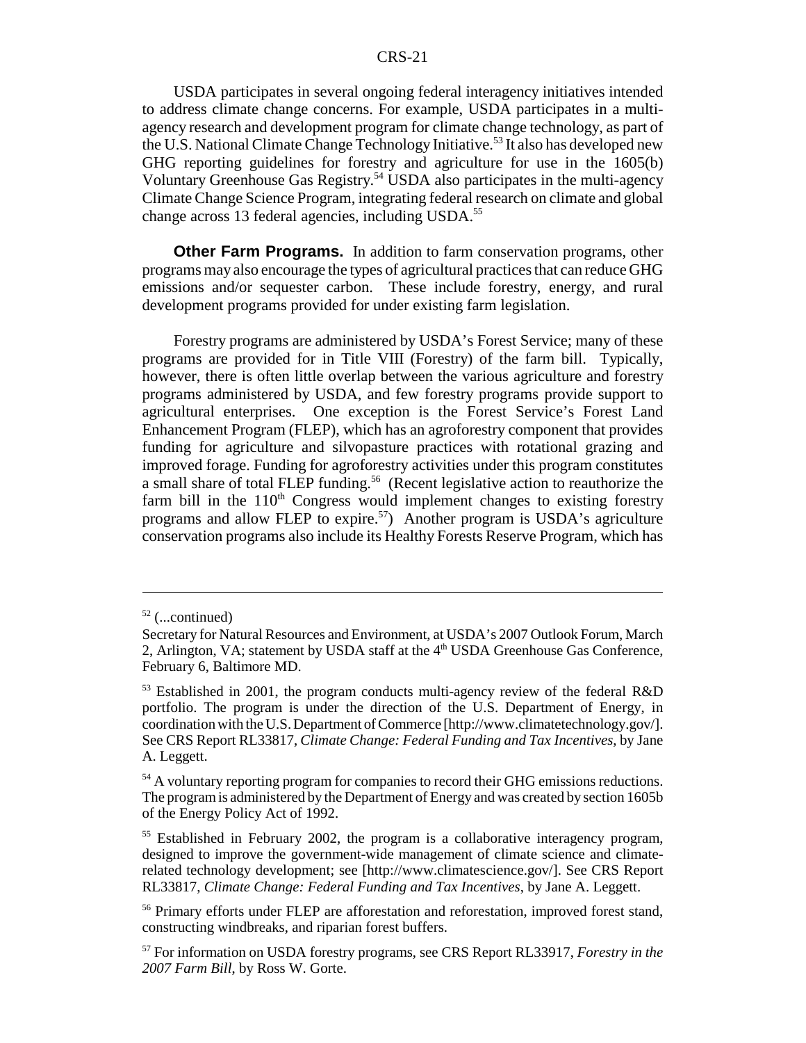USDA participates in several ongoing federal interagency initiatives intended to address climate change concerns. For example, USDA participates in a multi-agency research and development program for climate change technology, as part of the U.S. National Climate Change Technology Initiative.[53] It also has developed new GHG reporting guidelines for forestry and agriculture for use in the 1605(b) Voluntary Greenhouse Gas Registry.[54] USDA also participates in the multi-agency Climate Change Science Program, integrating federal research on climate and global change across 13 federal agencies, including USDA.[55]

**Other Farm Programs.** In addition to farm conservation programs, other programs may also encourage the types of agricultural practices that can reduce GHG emissions and/or sequester carbon. These include forestry, energy, and rural development programs provided for under existing farm legislation.

Forestry programs are administered by USDA's Forest Service; many of these programs are provided for in Title VIII (Forestry) of the farm bill. Typically, however, there is often little overlap between the various agriculture and forestry programs administered by USDA, and few forestry programs provide support to agricultural enterprises. One exception is the Forest Service's Forest Land Enhancement Program (FLEP), which has an agroforestry component that provides funding for agriculture and silvopasture practices with rotational grazing and improved forage. Funding for agroforestry activities under this program constitutes a small share of total FLEP funding.[56] (Recent legislative action to reauthorize the farm bill in the 110th Congress would implement changes to existing forestry programs and allow FLEP to expire.[57]) Another program is USDA's agriculture conservation programs also include its Healthy Forests Reserve Program, which has

---

[52] (...continued)

Secretary for Natural Resources and Environment, at USDA's 2007 Outlook Forum, March 2, Arlington, VA; statement by USDA staff at the 4th USDA Greenhouse Gas Conference, February 6, Baltimore MD.

[53] Established in 2001, the program conducts multi-agency review of the federal R&D portfolio. The program is under the direction of the U.S. Department of Energy, in coordination with the U.S. Department of Commerce [http://www.climatetechnology.gov/]. See CRS Report RL33817, *Climate Change: Federal Funding and Tax Incentives*, by Jane A. Leggett.

[54] A voluntary reporting program for companies to record their GHG emissions reductions. The program is administered by the Department of Energy and was created by section 1605b of the Energy Policy Act of 1992.

[55] Established in February 2002, the program is a collaborative interagency program, designed to improve the government-wide management of climate science and climate-related technology development; see [http://www.climatescience.gov/]. See CRS Report RL33817, *Climate Change: Federal Funding and Tax Incentives*, by Jane A. Leggett.

[56] Primary efforts under FLEP are afforestation and reforestation, improved forest stand, constructing windbreaks, and riparian forest buffers.

[57] For information on USDA forestry programs, see CRS Report RL33917, *Forestry in the 2007 Farm Bill*, by Ross W. Gorte.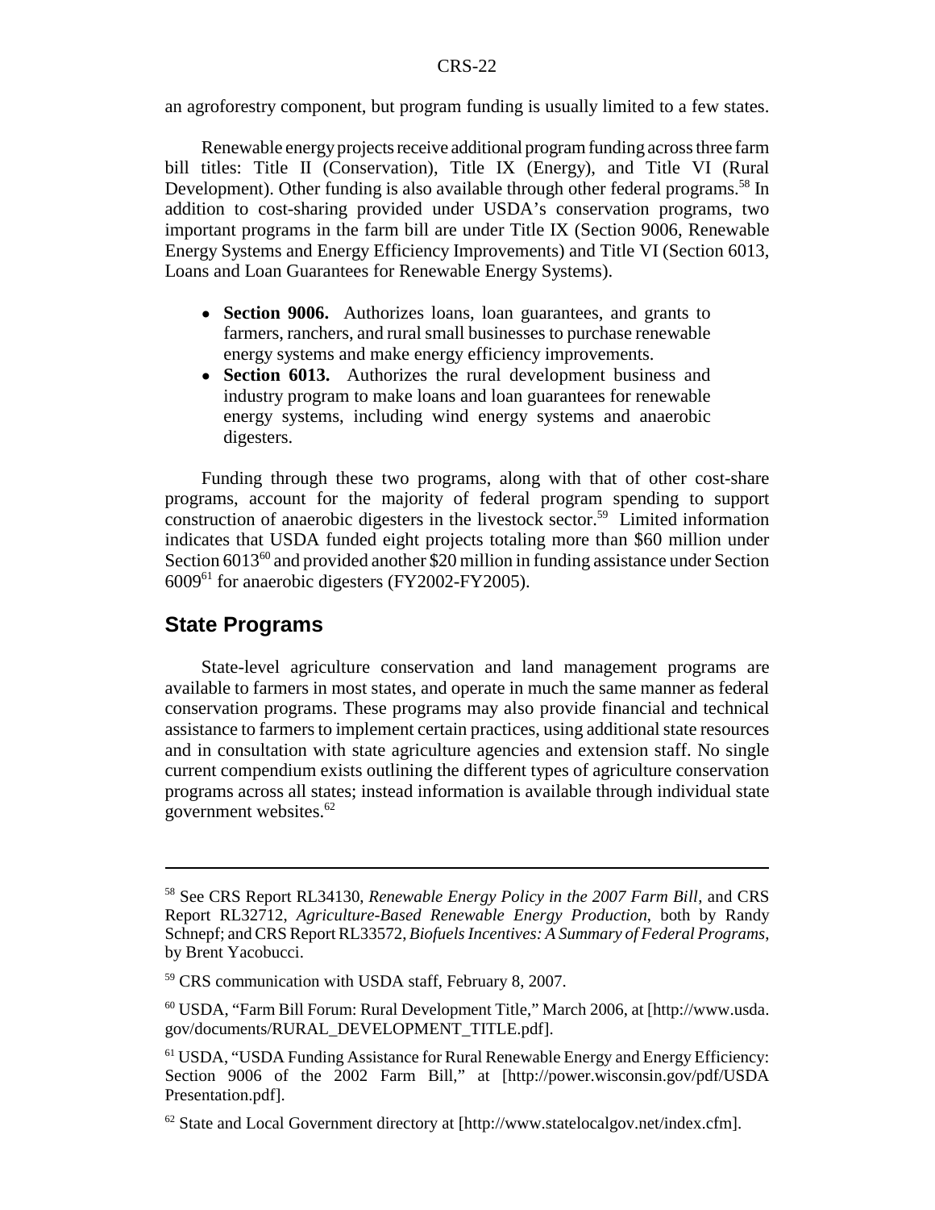an agroforestry component, but program funding is usually limited to a few states.

Renewable energy projects receive additional program funding across three farm bill titles: Title II (Conservation), Title IX (Energy), and Title VI (Rural Development). Other funding is also available through other federal programs.[58] In addition to cost-sharing provided under USDA's conservation programs, two important programs in the farm bill are under Title IX (Section 9006, Renewable Energy Systems and Energy Efficiency Improvements) and Title VI (Section 6013, Loans and Loan Guarantees for Renewable Energy Systems).

- **Section 9006.** Authorizes loans, loan guarantees, and grants to farmers, ranchers, and rural small businesses to purchase renewable energy systems and make energy efficiency improvements.
- **Section 6013.** Authorizes the rural development business and industry program to make loans and loan guarantees for renewable energy systems, including wind energy systems and anaerobic digesters.

Funding through these two programs, along with that of other cost-share programs, account for the majority of federal program spending to support construction of anaerobic digesters in the livestock sector.[59] Limited information indicates that USDA funded eight projects totaling more than $60 million under Section 6013[60] and provided another $20 million in funding assistance under Section 6009[61] for anaerobic digesters (FY2002-FY2005).

## State Programs

State-level agriculture conservation and land management programs are available to farmers in most states, and operate in much the same manner as federal conservation programs. These programs may also provide financial and technical assistance to farmers to implement certain practices, using additional state resources and in consultation with state agriculture agencies and extension staff. No single current compendium exists outlining the different types of agriculture conservation programs across all states; instead information is available through individual state government websites.[62]

---

[58] See CRS Report RL34130, *Renewable Energy Policy in the 2007 Farm Bill*, and CRS Report RL32712, *Agriculture-Based Renewable Energy Production*, both by Randy Schnepf; and CRS Report RL33572, *Biofuels Incentives: A Summary of Federal Programs*, by Brent Yacobucci.

[59] CRS communication with USDA staff, February 8, 2007.

[60] USDA, "Farm Bill Forum: Rural Development Title," March 2006, at [http://www.usda.gov/documents/RURAL_DEVELOPMENT_TITLE.pdf].

[61] USDA, "USDA Funding Assistance for Rural Renewable Energy and Energy Efficiency: Section 9006 of the 2002 Farm Bill," at [http://power.wisconsin.gov/pdf/USDA Presentation.pdf].

[62] State and Local Government directory at [http://www.statelocalgov.net/index.cfm].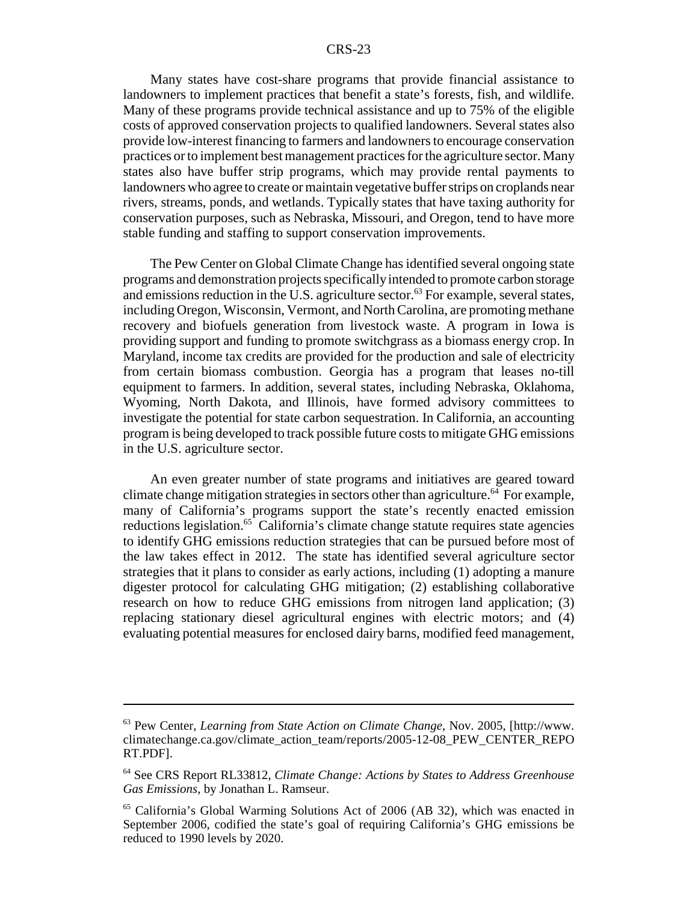Many states have cost-share programs that provide financial assistance to landowners to implement practices that benefit a state's forests, fish, and wildlife. Many of these programs provide technical assistance and up to 75% of the eligible costs of approved conservation projects to qualified landowners. Several states also provide low-interest financing to farmers and landowners to encourage conservation practices or to implement best management practices for the agriculture sector. Many states also have buffer strip programs, which may provide rental payments to landowners who agree to create or maintain vegetative buffer strips on croplands near rivers, streams, ponds, and wetlands. Typically states that have taxing authority for conservation purposes, such as Nebraska, Missouri, and Oregon, tend to have more stable funding and staffing to support conservation improvements.

The Pew Center on Global Climate Change has identified several ongoing state programs and demonstration projects specifically intended to promote carbon storage and emissions reduction in the U.S. agriculture sector.[63] For example, several states, including Oregon, Wisconsin, Vermont, and North Carolina, are promoting methane recovery and biofuels generation from livestock waste. A program in Iowa is providing support and funding to promote switchgrass as a biomass energy crop. In Maryland, income tax credits are provided for the production and sale of electricity from certain biomass combustion. Georgia has a program that leases no-till equipment to farmers. In addition, several states, including Nebraska, Oklahoma, Wyoming, North Dakota, and Illinois, have formed advisory committees to investigate the potential for state carbon sequestration. In California, an accounting program is being developed to track possible future costs to mitigate GHG emissions in the U.S. agriculture sector.

An even greater number of state programs and initiatives are geared toward climate change mitigation strategies in sectors other than agriculture.[64] For example, many of California's programs support the state's recently enacted emission reductions legislation.[65] California's climate change statute requires state agencies to identify GHG emissions reduction strategies that can be pursued before most of the law takes effect in 2012. The state has identified several agriculture sector strategies that it plans to consider as early actions, including (1) adopting a manure digester protocol for calculating GHG mitigation; (2) establishing collaborative research on how to reduce GHG emissions from nitrogen land application; (3) replacing stationary diesel agricultural engines with electric motors; and (4) evaluating potential measures for enclosed dairy barns, modified feed management,

---

[63] Pew Center, *Learning from State Action on Climate Change*, Nov. 2005, [http://www.climatechange.ca.gov/climate_action_team/reports/2005-12-08_PEW_CENTER_REPORT.PDF].

[64] See CRS Report RL33812, *Climate Change: Actions by States to Address Greenhouse Gas Emissions*, by Jonathan L. Ramseur.

[65] California's Global Warming Solutions Act of 2006 (AB 32), which was enacted in September 2006, codified the state's goal of requiring California's GHG emissions be reduced to 1990 levels by 2020.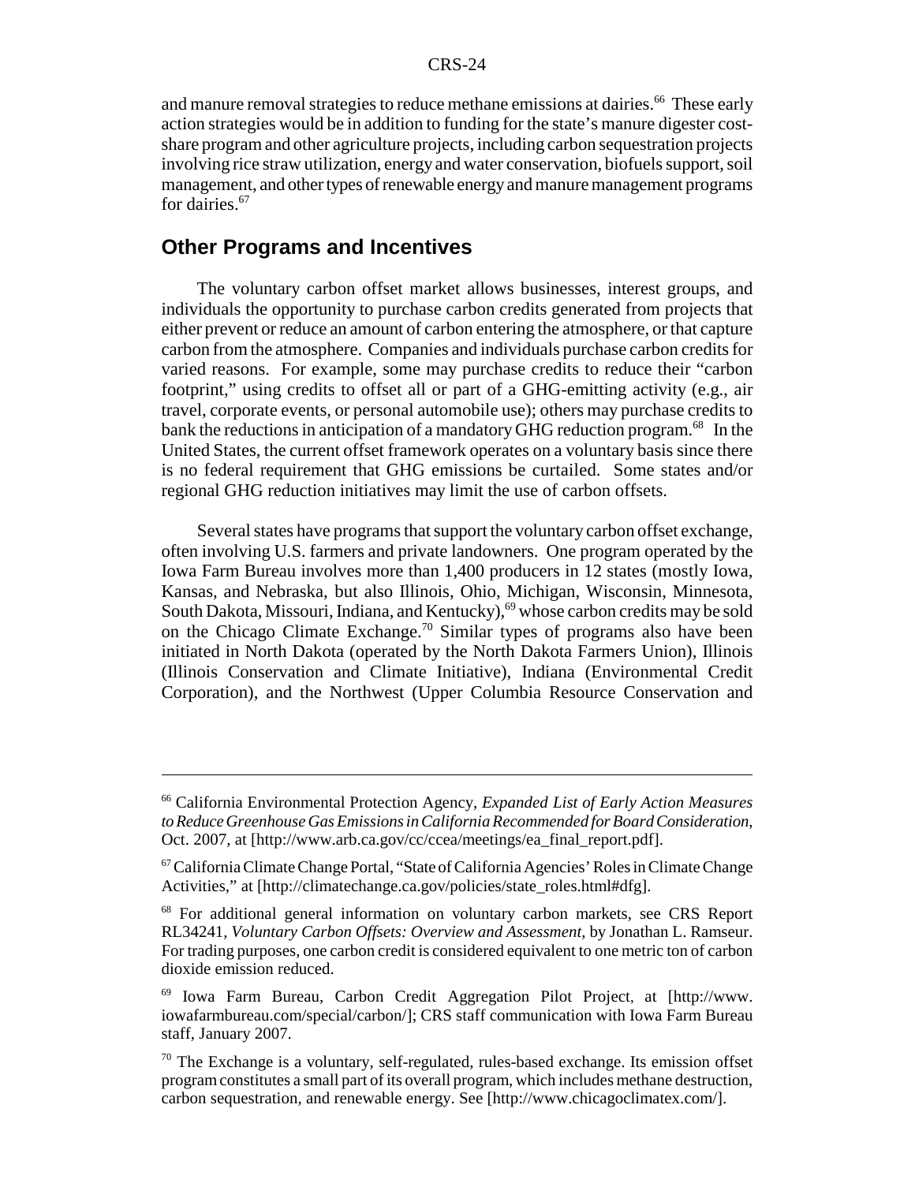and manure removal strategies to reduce methane emissions at dairies.[66] These early action strategies would be in addition to funding for the state's manure digester cost-share program and other agriculture projects, including carbon sequestration projects involving rice straw utilization, energy and water conservation, biofuels support, soil management, and other types of renewable energy and manure management programs for dairies.[67]

## Other Programs and Incentives

The voluntary carbon offset market allows businesses, interest groups, and individuals the opportunity to purchase carbon credits generated from projects that either prevent or reduce an amount of carbon entering the atmosphere, or that capture carbon from the atmosphere. Companies and individuals purchase carbon credits for varied reasons. For example, some may purchase credits to reduce their "carbon footprint," using credits to offset all or part of a GHG-emitting activity (e.g., air travel, corporate events, or personal automobile use); others may purchase credits to bank the reductions in anticipation of a mandatory GHG reduction program.[68] In the United States, the current offset framework operates on a voluntary basis since there is no federal requirement that GHG emissions be curtailed. Some states and/or regional GHG reduction initiatives may limit the use of carbon offsets.

Several states have programs that support the voluntary carbon offset exchange, often involving U.S. farmers and private landowners. One program operated by the Iowa Farm Bureau involves more than 1,400 producers in 12 states (mostly Iowa, Kansas, and Nebraska, but also Illinois, Ohio, Michigan, Wisconsin, Minnesota, South Dakota, Missouri, Indiana, and Kentucky),[69] whose carbon credits may be sold on the Chicago Climate Exchange.[70] Similar types of programs also have been initiated in North Dakota (operated by the North Dakota Farmers Union), Illinois (Illinois Conservation and Climate Initiative), Indiana (Environmental Credit Corporation), and the Northwest (Upper Columbia Resource Conservation and

---

[66] California Environmental Protection Agency, *Expanded List of Early Action Measures to Reduce Greenhouse Gas Emissions in California Recommended for Board Consideration*, Oct. 2007, at [http://www.arb.ca.gov/cc/ccea/meetings/ea_final_report.pdf].

[67] California Climate Change Portal, "State of California Agencies' Roles in Climate Change Activities," at [http://climatechange.ca.gov/policies/state_roles.html#dfg].

[68] For additional general information on voluntary carbon markets, see CRS Report RL34241, *Voluntary Carbon Offsets: Overview and Assessment*, by Jonathan L. Ramseur. For trading purposes, one carbon credit is considered equivalent to one metric ton of carbon dioxide emission reduced.

[69] Iowa Farm Bureau, Carbon Credit Aggregation Pilot Project, at [http://www.iowafarmbureau.com/special/carbon/]; CRS staff communication with Iowa Farm Bureau staff, January 2007.

[70] The Exchange is a voluntary, self-regulated, rules-based exchange. Its emission offset program constitutes a small part of its overall program, which includes methane destruction, carbon sequestration, and renewable energy. See [http://www.chicagoclimatex.com/].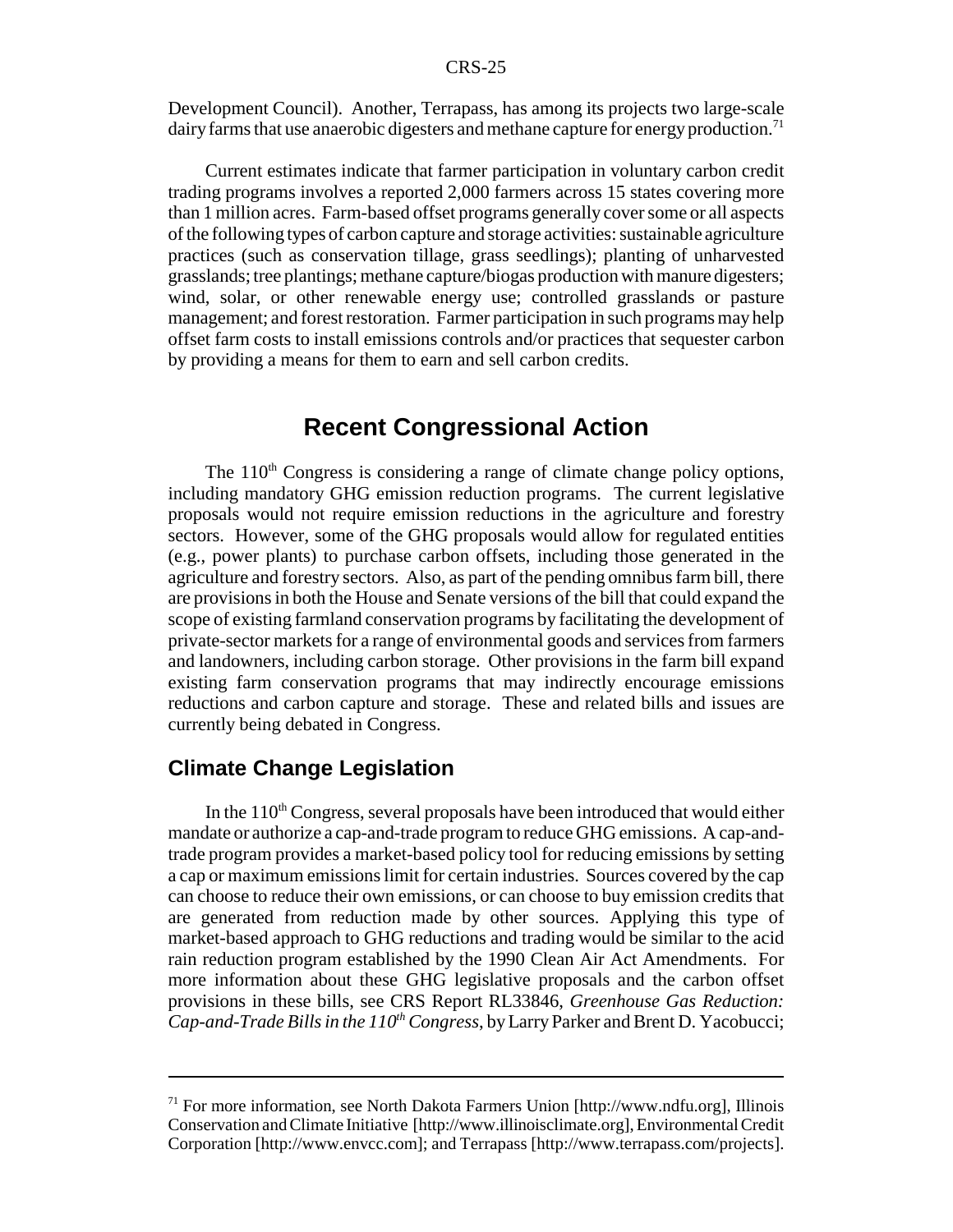Development Council). Another, Terrapass, has among its projects two large-scale dairy farms that use anaerobic digesters and methane capture for energy production.[71]

Current estimates indicate that farmer participation in voluntary carbon credit trading programs involves a reported 2,000 farmers across 15 states covering more than 1 million acres. Farm-based offset programs generally cover some or all aspects of the following types of carbon capture and storage activities: sustainable agriculture practices (such as conservation tillage, grass seedlings); planting of unharvested grasslands; tree plantings; methane capture/biogas production with manure digesters; wind, solar, or other renewable energy use; controlled grasslands or pasture management; and forest restoration. Farmer participation in such programs may help offset farm costs to install emissions controls and/or practices that sequester carbon by providing a means for them to earn and sell carbon credits.

## Recent Congressional Action

The 110th Congress is considering a range of climate change policy options, including mandatory GHG emission reduction programs. The current legislative proposals would not require emission reductions in the agriculture and forestry sectors. However, some of the GHG proposals would allow for regulated entities (e.g., power plants) to purchase carbon offsets, including those generated in the agriculture and forestry sectors. Also, as part of the pending omnibus farm bill, there are provisions in both the House and Senate versions of the bill that could expand the scope of existing farmland conservation programs by facilitating the development of private-sector markets for a range of environmental goods and services from farmers and landowners, including carbon storage. Other provisions in the farm bill expand existing farm conservation programs that may indirectly encourage emissions reductions and carbon capture and storage. These and related bills and issues are currently being debated in Congress.

### Climate Change Legislation

In the 110th Congress, several proposals have been introduced that would either mandate or authorize a cap-and-trade program to reduce GHG emissions. A cap-and-trade program provides a market-based policy tool for reducing emissions by setting a cap or maximum emissions limit for certain industries. Sources covered by the cap can choose to reduce their own emissions, or can choose to buy emission credits that are generated from reduction made by other sources. Applying this type of market-based approach to GHG reductions and trading would be similar to the acid rain reduction program established by the 1990 Clean Air Act Amendments. For more information about these GHG legislative proposals and the carbon offset provisions in these bills, see CRS Report RL33846, *Greenhouse Gas Reduction: Cap-and-Trade Bills in the 110th Congress*, by Larry Parker and Brent D. Yacobucci;

---

[71] For more information, see North Dakota Farmers Union [http://www.ndfu.org], Illinois Conservation and Climate Initiative [http://www.illinoisclimate.org], Environmental Credit Corporation [http://www.envcc.com]; and Terrapass [http://www.terrapass.com/projects].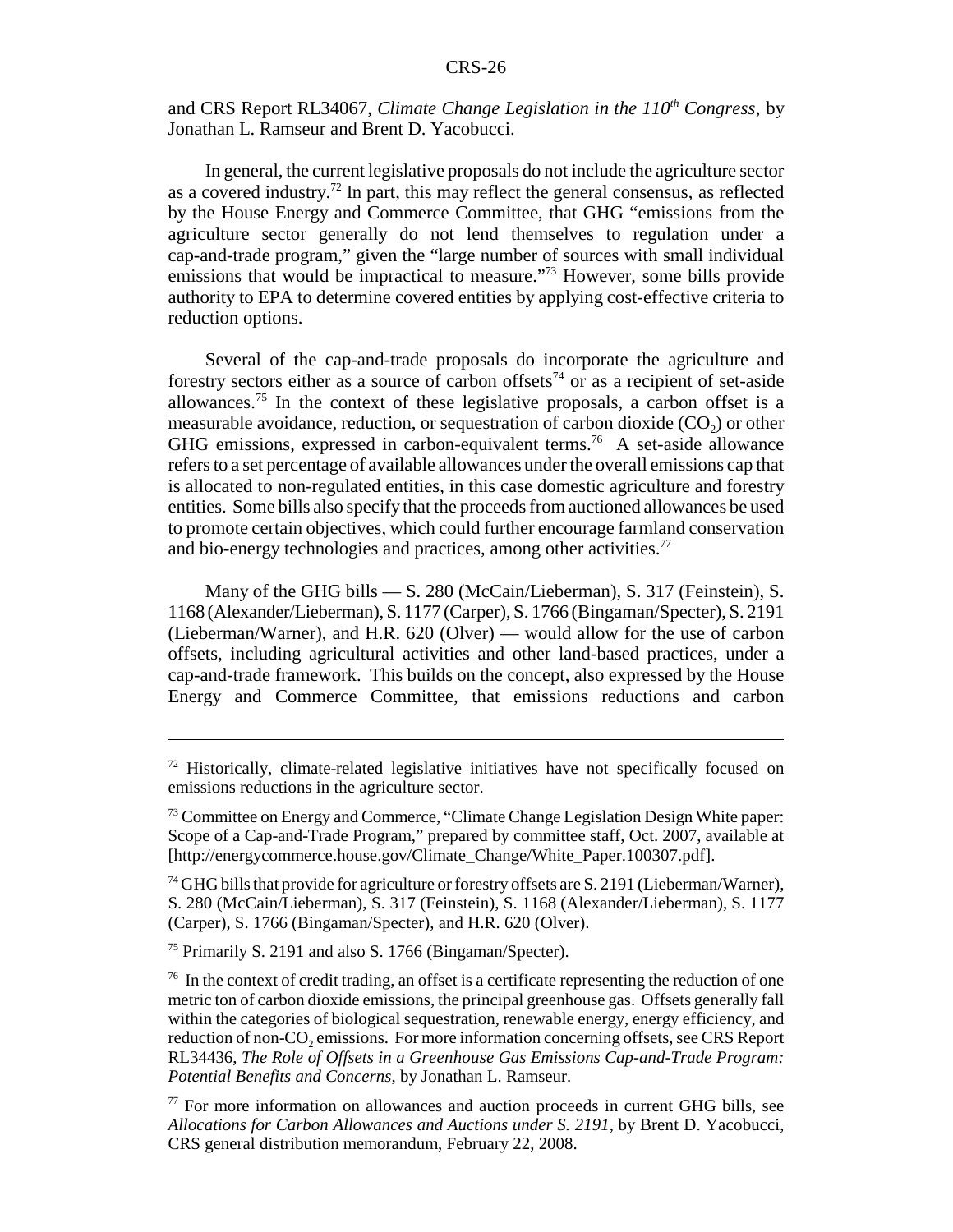and CRS Report RL34067, *Climate Change Legislation in the 110th Congress*, by Jonathan L. Ramseur and Brent D. Yacobucci.

In general, the current legislative proposals do not include the agriculture sector as a covered industry.[72] In part, this may reflect the general consensus, as reflected by the House Energy and Commerce Committee, that GHG "emissions from the agriculture sector generally do not lend themselves to regulation under a cap-and-trade program," given the "large number of sources with small individual emissions that would be impractical to measure."[73] However, some bills provide authority to EPA to determine covered entities by applying cost-effective criteria to reduction options.

Several of the cap-and-trade proposals do incorporate the agriculture and forestry sectors either as a source of carbon offsets[74] or as a recipient of set-aside allowances.[75] In the context of these legislative proposals, a carbon offset is a measurable avoidance, reduction, or sequestration of carbon dioxide ($CO_2$) or other GHG emissions, expressed in carbon-equivalent terms.[76] A set-aside allowance refers to a set percentage of available allowances under the overall emissions cap that is allocated to non-regulated entities, in this case domestic agriculture and forestry entities. Some bills also specify that the proceeds from auctioned allowances be used to promote certain objectives, which could further encourage farmland conservation and bio-energy technologies and practices, among other activities.[77]

Many of the GHG bills — S. 280 (McCain/Lieberman), S. 317 (Feinstein), S. 1168 (Alexander/Lieberman), S. 1177 (Carper), S. 1766 (Bingaman/Specter), S. 2191 (Lieberman/Warner), and H.R. 620 (Olver) — would allow for the use of carbon offsets, including agricultural activities and other land-based practices, under a cap-and-trade framework. This builds on the concept, also expressed by the House Energy and Commerce Committee, that emissions reductions and carbon

---

[72] Historically, climate-related legislative initiatives have not specifically focused on emissions reductions in the agriculture sector.

[73] Committee on Energy and Commerce, "Climate Change Legislation Design White paper: Scope of a Cap-and-Trade Program," prepared by committee staff, Oct. 2007, available at [http://energycommerce.house.gov/Climate_Change/White_Paper.100307.pdf].

[74] GHG bills that provide for agriculture or forestry offsets are S. 2191 (Lieberman/Warner), S. 280 (McCain/Lieberman), S. 317 (Feinstein), S. 1168 (Alexander/Lieberman), S. 1177 (Carper), S. 1766 (Bingaman/Specter), and H.R. 620 (Olver).

[75] Primarily S. 2191 and also S. 1766 (Bingaman/Specter).

[76] In the context of credit trading, an offset is a certificate representing the reduction of one metric ton of carbon dioxide emissions, the principal greenhouse gas. Offsets generally fall within the categories of biological sequestration, renewable energy, energy efficiency, and reduction of non-$CO_2$ emissions. For more information concerning offsets, see CRS Report RL34436, *The Role of Offsets in a Greenhouse Gas Emissions Cap-and-Trade Program: Potential Benefits and Concerns*, by Jonathan L. Ramseur.

[77] For more information on allowances and auction proceeds in current GHG bills, see *Allocations for Carbon Allowances and Auctions under S. 2191*, by Brent D. Yacobucci, CRS general distribution memorandum, February 22, 2008.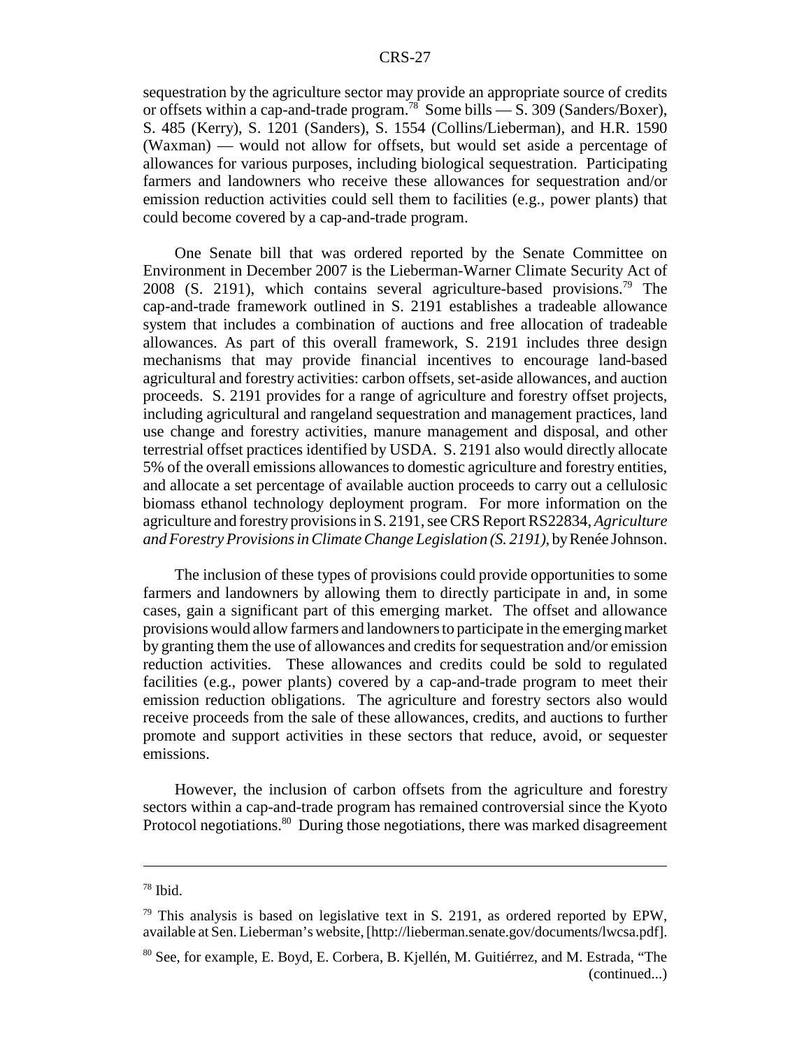sequestration by the agriculture sector may provide an appropriate source of credits or offsets within a cap-and-trade program.[78] Some bills — S. 309 (Sanders/Boxer), S. 485 (Kerry), S. 1201 (Sanders), S. 1554 (Collins/Lieberman), and H.R. 1590 (Waxman) — would not allow for offsets, but would set aside a percentage of allowances for various purposes, including biological sequestration. Participating farmers and landowners who receive these allowances for sequestration and/or emission reduction activities could sell them to facilities (e.g., power plants) that could become covered by a cap-and-trade program.

One Senate bill that was ordered reported by the Senate Committee on Environment in December 2007 is the Lieberman-Warner Climate Security Act of 2008 (S. 2191), which contains several agriculture-based provisions.[79] The cap-and-trade framework outlined in S. 2191 establishes a tradeable allowance system that includes a combination of auctions and free allocation of tradeable allowances. As part of this overall framework, S. 2191 includes three design mechanisms that may provide financial incentives to encourage land-based agricultural and forestry activities: carbon offsets, set-aside allowances, and auction proceeds. S. 2191 provides for a range of agriculture and forestry offset projects, including agricultural and rangeland sequestration and management practices, land use change and forestry activities, manure management and disposal, and other terrestrial offset practices identified by USDA. S. 2191 also would directly allocate 5% of the overall emissions allowances to domestic agriculture and forestry entities, and allocate a set percentage of available auction proceeds to carry out a cellulosic biomass ethanol technology deployment program. For more information on the agriculture and forestry provisions in S. 2191, see CRS Report RS22834, *Agriculture and Forestry Provisions in Climate Change Legislation (S. 2191)*, by Renée Johnson.

The inclusion of these types of provisions could provide opportunities to some farmers and landowners by allowing them to directly participate in and, in some cases, gain a significant part of this emerging market. The offset and allowance provisions would allow farmers and landowners to participate in the emerging market by granting them the use of allowances and credits for sequestration and/or emission reduction activities. These allowances and credits could be sold to regulated facilities (e.g., power plants) covered by a cap-and-trade program to meet their emission reduction obligations. The agriculture and forestry sectors also would receive proceeds from the sale of these allowances, credits, and auctions to further promote and support activities in these sectors that reduce, avoid, or sequester emissions.

However, the inclusion of carbon offsets from the agriculture and forestry sectors within a cap-and-trade program has remained controversial since the Kyoto Protocol negotiations.[80] During those negotiations, there was marked disagreement

---

[78] Ibid.

[79] This analysis is based on legislative text in S. 2191, as ordered reported by EPW, available at Sen. Lieberman's website, [http://lieberman.senate.gov/documents/lwcsa.pdf].

[80] See, for example, E. Boyd, E. Corbera, B. Kjellén, M. Guitiérrez, and M. Estrada, "The (continued...)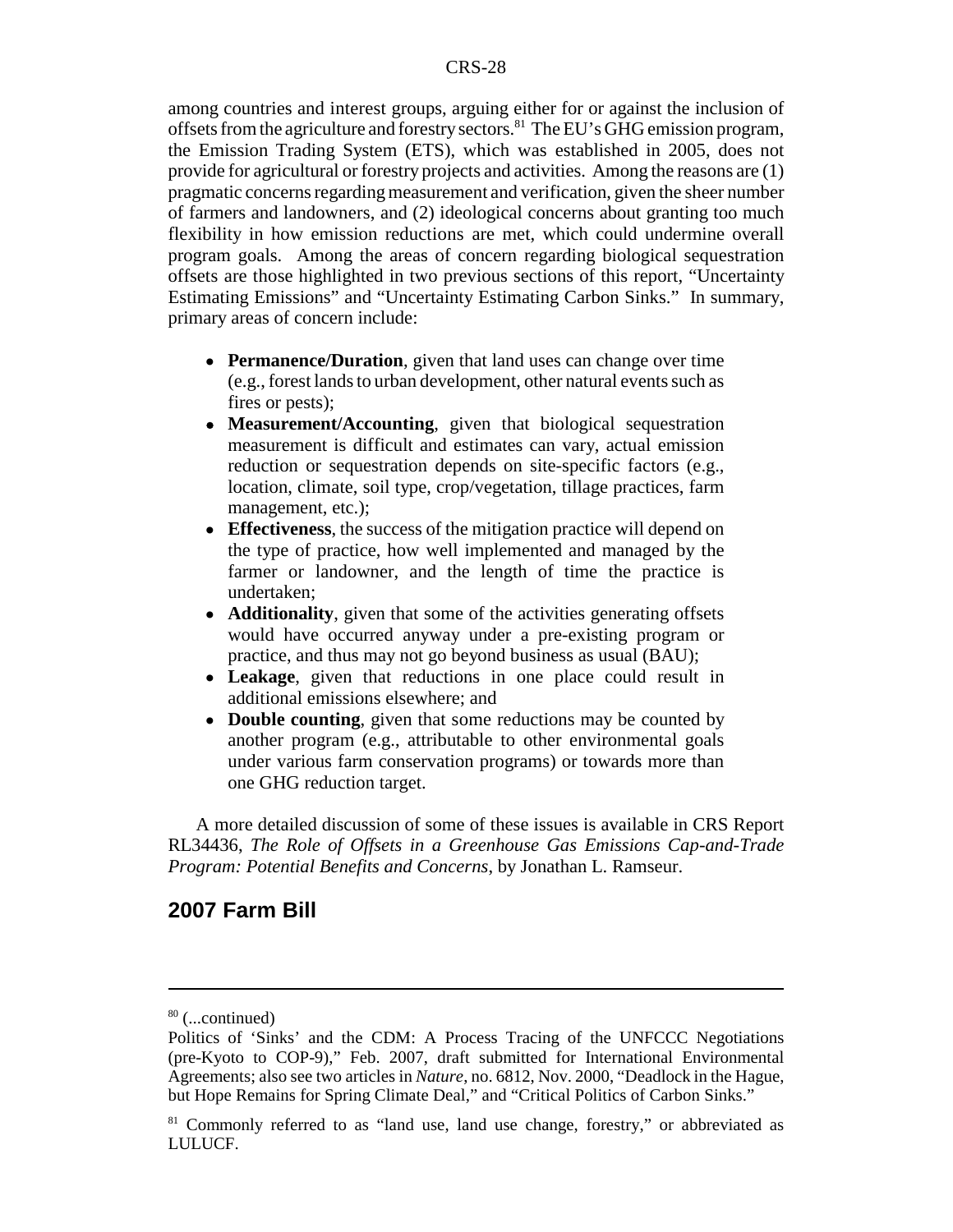among countries and interest groups, arguing either for or against the inclusion of offsets from the agriculture and forestry sectors.[81] The EU's GHG emission program, the Emission Trading System (ETS), which was established in 2005, does not provide for agricultural or forestry projects and activities. Among the reasons are (1) pragmatic concerns regarding measurement and verification, given the sheer number of farmers and landowners, and (2) ideological concerns about granting too much flexibility in how emission reductions are met, which could undermine overall program goals. Among the areas of concern regarding biological sequestration offsets are those highlighted in two previous sections of this report, "Uncertainty Estimating Emissions" and "Uncertainty Estimating Carbon Sinks." In summary, primary areas of concern include:

- **Permanence/Duration**, given that land uses can change over time (e.g., forest lands to urban development, other natural events such as fires or pests);
- **Measurement/Accounting**, given that biological sequestration measurement is difficult and estimates can vary, actual emission reduction or sequestration depends on site-specific factors (e.g., location, climate, soil type, crop/vegetation, tillage practices, farm management, etc.);
- **Effectiveness**, the success of the mitigation practice will depend on the type of practice, how well implemented and managed by the farmer or landowner, and the length of time the practice is undertaken;
- **Additionality**, given that some of the activities generating offsets would have occurred anyway under a pre-existing program or practice, and thus may not go beyond business as usual (BAU);
- **Leakage**, given that reductions in one place could result in additional emissions elsewhere; and
- **Double counting**, given that some reductions may be counted by another program (e.g., attributable to other environmental goals under various farm conservation programs) or towards more than one GHG reduction target.

A more detailed discussion of some of these issues is available in CRS Report RL34436, *The Role of Offsets in a Greenhouse Gas Emissions Cap-and-Trade Program: Potential Benefits and Concerns*, by Jonathan L. Ramseur.

## 2007 Farm Bill

[80] (...continued)
Politics of 'Sinks' and the CDM: A Process Tracing of the UNFCCC Negotiations (pre-Kyoto to COP-9)," Feb. 2007, draft submitted for International Environmental Agreements; also see two articles in *Nature*, no. 6812, Nov. 2000, "Deadlock in the Hague, but Hope Remains for Spring Climate Deal," and "Critical Politics of Carbon Sinks."

[81] Commonly referred to as "land use, land use change, forestry," or abbreviated as LULUCF.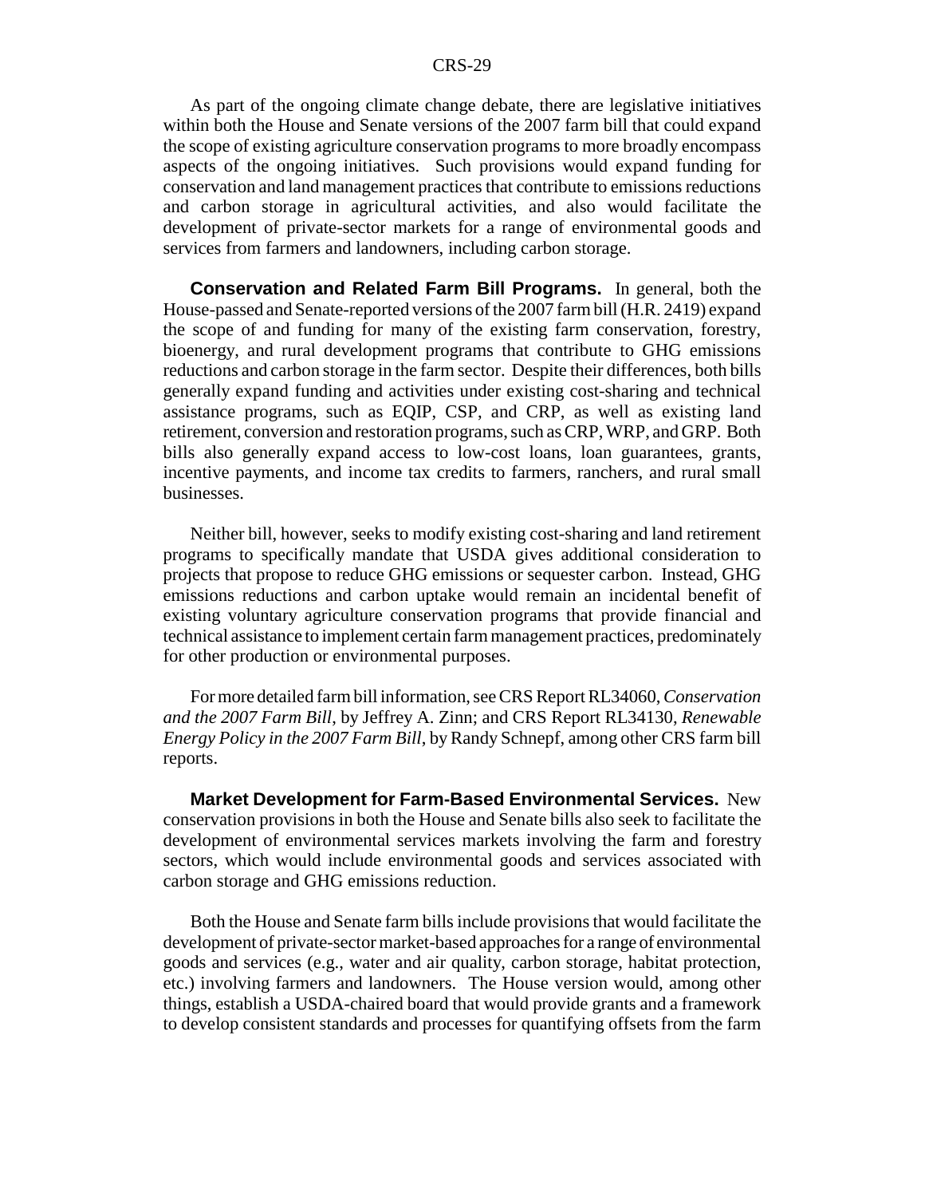As part of the ongoing climate change debate, there are legislative initiatives within both the House and Senate versions of the 2007 farm bill that could expand the scope of existing agriculture conservation programs to more broadly encompass aspects of the ongoing initiatives. Such provisions would expand funding for conservation and land management practices that contribute to emissions reductions and carbon storage in agricultural activities, and also would facilitate the development of private-sector markets for a range of environmental goods and services from farmers and landowners, including carbon storage.

**Conservation and Related Farm Bill Programs.** In general, both the House-passed and Senate-reported versions of the 2007 farm bill (H.R. 2419) expand the scope of and funding for many of the existing farm conservation, forestry, bioenergy, and rural development programs that contribute to GHG emissions reductions and carbon storage in the farm sector. Despite their differences, both bills generally expand funding and activities under existing cost-sharing and technical assistance programs, such as EQIP, CSP, and CRP, as well as existing land retirement, conversion and restoration programs, such as CRP, WRP, and GRP. Both bills also generally expand access to low-cost loans, loan guarantees, grants, incentive payments, and income tax credits to farmers, ranchers, and rural small businesses.

Neither bill, however, seeks to modify existing cost-sharing and land retirement programs to specifically mandate that USDA gives additional consideration to projects that propose to reduce GHG emissions or sequester carbon. Instead, GHG emissions reductions and carbon uptake would remain an incidental benefit of existing voluntary agriculture conservation programs that provide financial and technical assistance to implement certain farm management practices, predominately for other production or environmental purposes.

For more detailed farm bill information, see CRS Report RL34060, *Conservation and the 2007 Farm Bill*, by Jeffrey A. Zinn; and CRS Report RL34130, *Renewable Energy Policy in the 2007 Farm Bill*, by Randy Schnepf, among other CRS farm bill reports.

**Market Development for Farm-Based Environmental Services.** New conservation provisions in both the House and Senate bills also seek to facilitate the development of environmental services markets involving the farm and forestry sectors, which would include environmental goods and services associated with carbon storage and GHG emissions reduction.

Both the House and Senate farm bills include provisions that would facilitate the development of private-sector market-based approaches for a range of environmental goods and services (e.g., water and air quality, carbon storage, habitat protection, etc.) involving farmers and landowners. The House version would, among other things, establish a USDA-chaired board that would provide grants and a framework to develop consistent standards and processes for quantifying offsets from the farm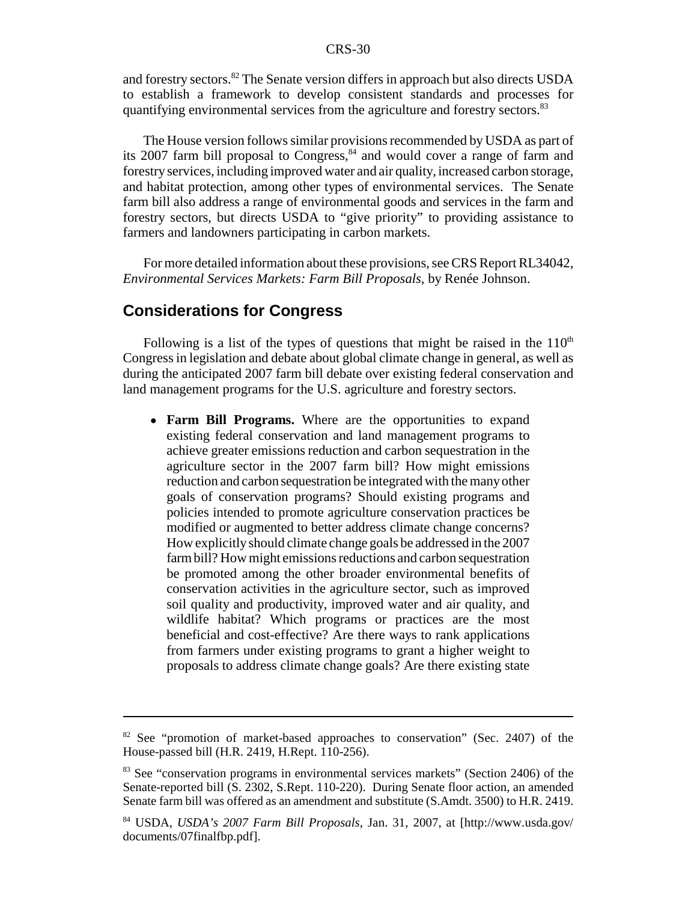and forestry sectors.[82] The Senate version differs in approach but also directs USDA to establish a framework to develop consistent standards and processes for quantifying environmental services from the agriculture and forestry sectors.[83]

The House version follows similar provisions recommended by USDA as part of its 2007 farm bill proposal to Congress,[84] and would cover a range of farm and forestry services, including improved water and air quality, increased carbon storage, and habitat protection, among other types of environmental services. The Senate farm bill also address a range of environmental goods and services in the farm and forestry sectors, but directs USDA to "give priority" to providing assistance to farmers and landowners participating in carbon markets.

For more detailed information about these provisions, see CRS Report RL34042, *Environmental Services Markets: Farm Bill Proposals*, by Renée Johnson.

## Considerations for Congress

Following is a list of the types of questions that might be raised in the 110th Congress in legislation and debate about global climate change in general, as well as during the anticipated 2007 farm bill debate over existing federal conservation and land management programs for the U.S. agriculture and forestry sectors.

- **Farm Bill Programs.** Where are the opportunities to expand existing federal conservation and land management programs to achieve greater emissions reduction and carbon sequestration in the agriculture sector in the 2007 farm bill? How might emissions reduction and carbon sequestration be integrated with the many other goals of conservation programs? Should existing programs and policies intended to promote agriculture conservation practices be modified or augmented to better address climate change concerns? How explicitly should climate change goals be addressed in the 2007 farm bill? How might emissions reductions and carbon sequestration be promoted among the other broader environmental benefits of conservation activities in the agriculture sector, such as improved soil quality and productivity, improved water and air quality, and wildlife habitat? Which programs or practices are the most beneficial and cost-effective? Are there ways to rank applications from farmers under existing programs to grant a higher weight to proposals to address climate change goals? Are there existing state

---

[82] See "promotion of market-based approaches to conservation" (Sec. 2407) of the House-passed bill (H.R. 2419, H.Rept. 110-256).

[83] See "conservation programs in environmental services markets" (Section 2406) of the Senate-reported bill (S. 2302, S.Rept. 110-220). During Senate floor action, an amended Senate farm bill was offered as an amendment and substitute (S.Amdt. 3500) to H.R. 2419.

[84] USDA, *USDA's 2007 Farm Bill Proposals*, Jan. 31, 2007, at [http://www.usda.gov/documents/07finalfbp.pdf].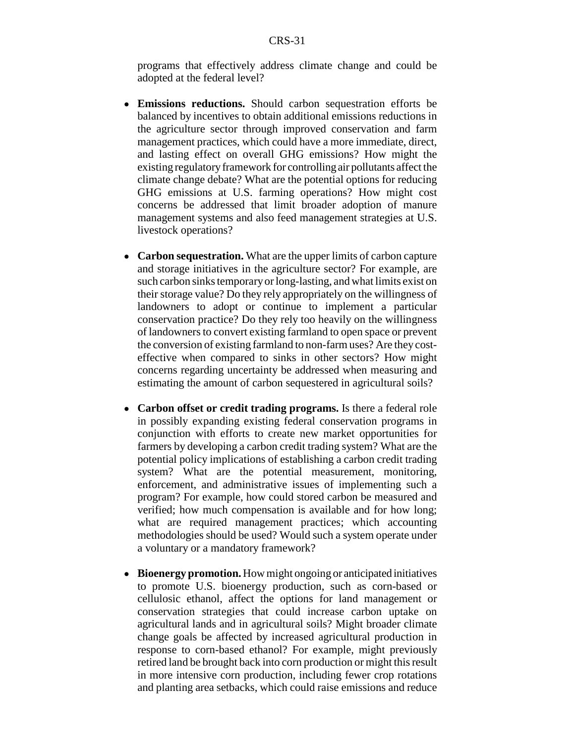programs that effectively address climate change and could be adopted at the federal level?

- **Emissions reductions.** Should carbon sequestration efforts be balanced by incentives to obtain additional emissions reductions in the agriculture sector through improved conservation and farm management practices, which could have a more immediate, direct, and lasting effect on overall GHG emissions? How might the existing regulatory framework for controlling air pollutants affect the climate change debate? What are the potential options for reducing GHG emissions at U.S. farming operations? How might cost concerns be addressed that limit broader adoption of manure management systems and also feed management strategies at U.S. livestock operations?

- **Carbon sequestration.** What are the upper limits of carbon capture and storage initiatives in the agriculture sector? For example, are such carbon sinks temporary or long-lasting, and what limits exist on their storage value? Do they rely appropriately on the willingness of landowners to adopt or continue to implement a particular conservation practice? Do they rely too heavily on the willingness of landowners to convert existing farmland to open space or prevent the conversion of existing farmland to non-farm uses? Are they cost-effective when compared to sinks in other sectors? How might concerns regarding uncertainty be addressed when measuring and estimating the amount of carbon sequestered in agricultural soils?

- **Carbon offset or credit trading programs.** Is there a federal role in possibly expanding existing federal conservation programs in conjunction with efforts to create new market opportunities for farmers by developing a carbon credit trading system? What are the potential policy implications of establishing a carbon credit trading system? What are the potential measurement, monitoring, enforcement, and administrative issues of implementing such a program? For example, how could stored carbon be measured and verified; how much compensation is available and for how long; what are required management practices; which accounting methodologies should be used? Would such a system operate under a voluntary or a mandatory framework?

- **Bioenergy promotion.** How might ongoing or anticipated initiatives to promote U.S. bioenergy production, such as corn-based or cellulosic ethanol, affect the options for land management or conservation strategies that could increase carbon uptake on agricultural lands and in agricultural soils? Might broader climate change goals be affected by increased agricultural production in response to corn-based ethanol? For example, might previously retired land be brought back into corn production or might this result in more intensive corn production, including fewer crop rotations and planting area setbacks, which could raise emissions and reduce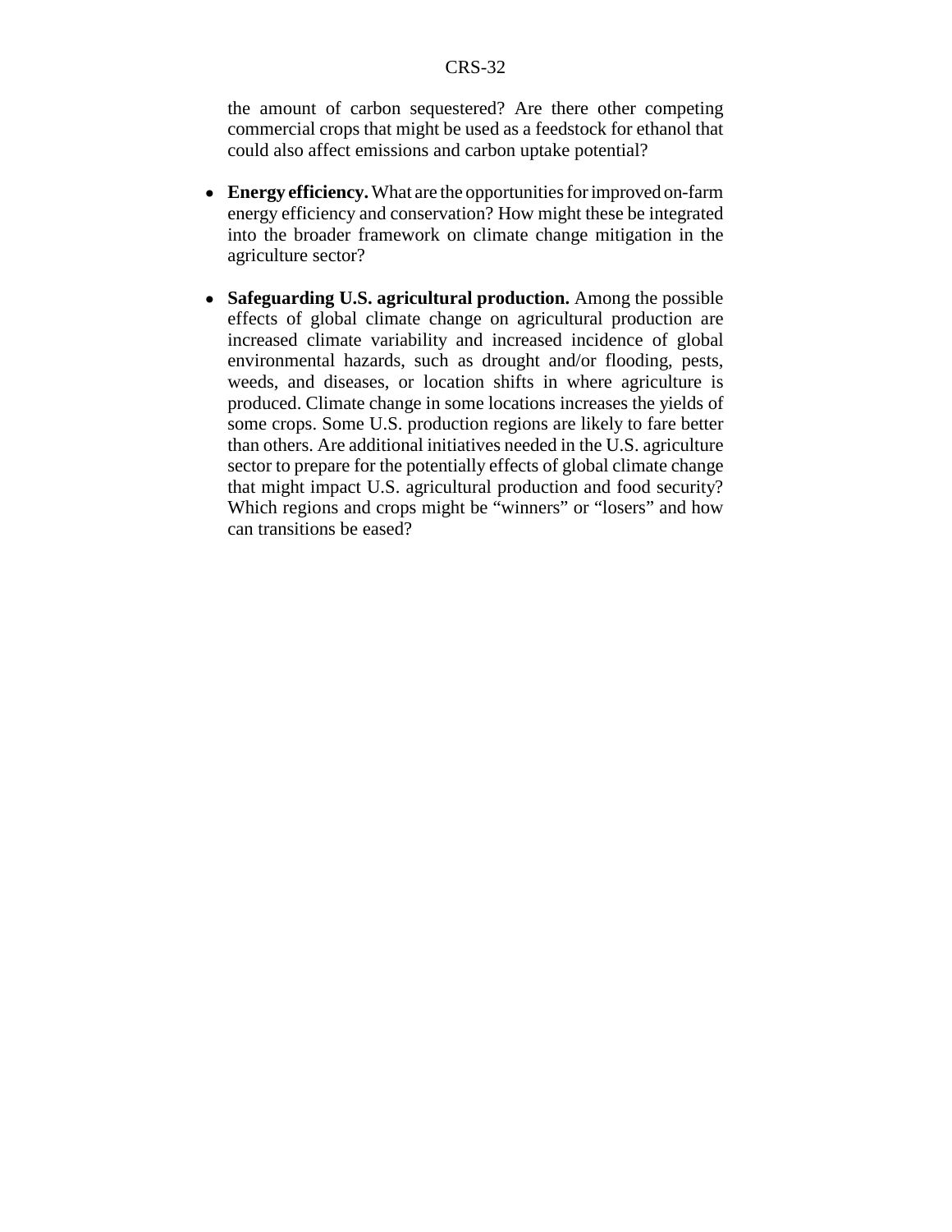the amount of carbon sequestered? Are there other competing commercial crops that might be used as a feedstock for ethanol that could also affect emissions and carbon uptake potential?

- **Energy efficiency.** What are the opportunities for improved on-farm energy efficiency and conservation? How might these be integrated into the broader framework on climate change mitigation in the agriculture sector?

- **Safeguarding U.S. agricultural production.** Among the possible effects of global climate change on agricultural production are increased climate variability and increased incidence of global environmental hazards, such as drought and/or flooding, pests, weeds, and diseases, or location shifts in where agriculture is produced. Climate change in some locations increases the yields of some crops. Some U.S. production regions are likely to fare better than others. Are additional initiatives needed in the U.S. agriculture sector to prepare for the potentially effects of global climate change that might impact U.S. agricultural production and food security? Which regions and crops might be "winners" or "losers" and how can transitions be eased?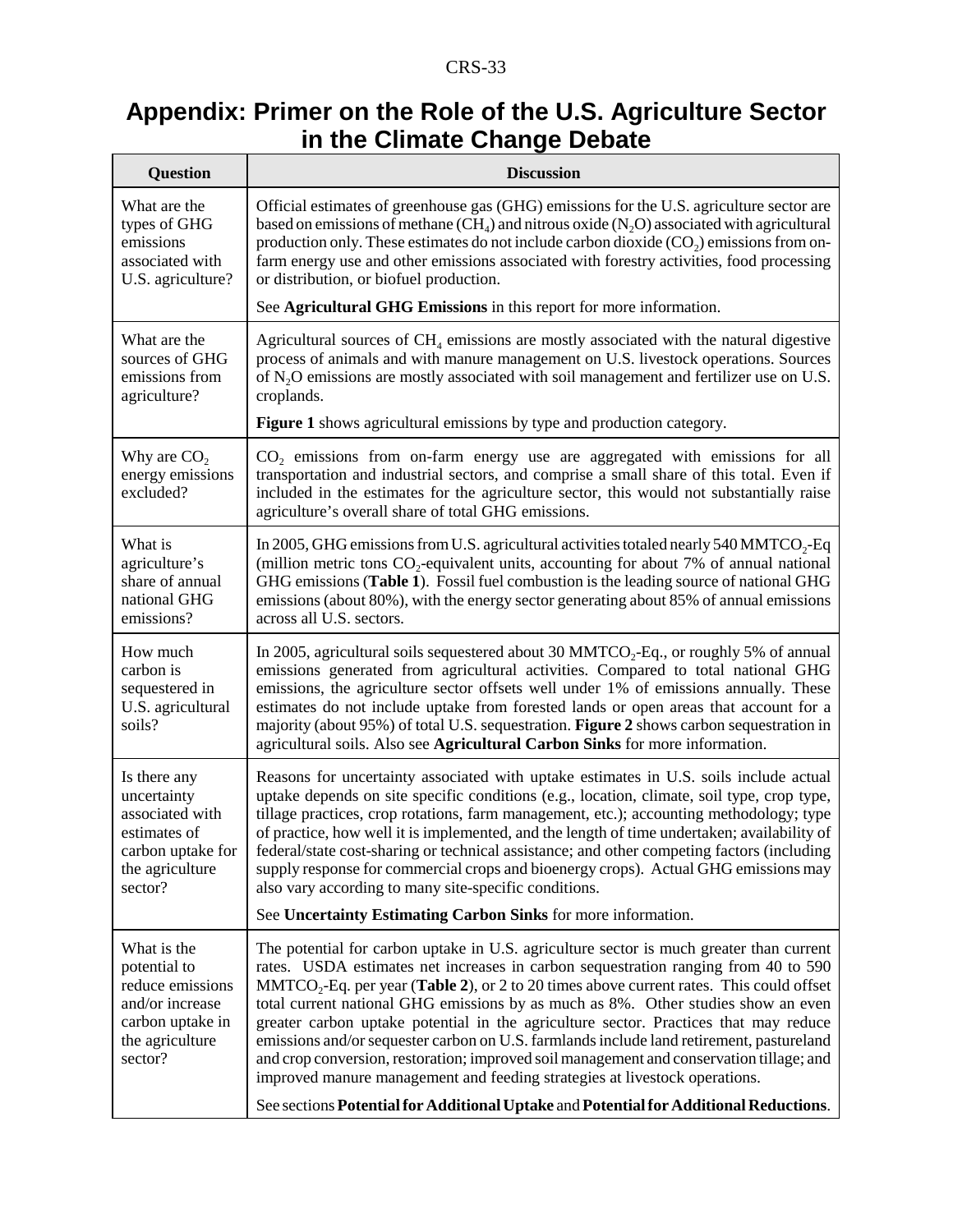# Appendix: Primer on the Role of the U.S. Agriculture Sector in the Climate Change Debate

| Question | Discussion |
|---|---|
| What are the types of GHG emissions associated with U.S. agriculture? | Official estimates of greenhouse gas (GHG) emissions for the U.S. agriculture sector are based on emissions of methane ($CH_4$) and nitrous oxide ($N_2O$) associated with agricultural production only. These estimates do not include carbon dioxide ($CO_2$) emissions from on-farm energy use and other emissions associated with forestry activities, food processing or distribution, or biofuel production. <br><br> See **Agricultural GHG Emissions** in this report for more information. |
| What are the sources of GHG emissions from agriculture? | Agricultural sources of $CH_4$ emissions are mostly associated with the natural digestive process of animals and with manure management on U.S. livestock operations. Sources of $N_2O$ emissions are mostly associated with soil management and fertilizer use on U.S. croplands. <br><br> **Figure 1** shows agricultural emissions by type and production category. |
| Why are $CO_2$ energy emissions excluded? | $CO_2$ emissions from on-farm energy use are aggregated with emissions for all transportation and industrial sectors, and comprise a small share of this total. Even if included in the estimates for the agriculture sector, this would not substantially raise agriculture's overall share of total GHG emissions. |
| What is agriculture's share of annual national GHG emissions? | In 2005, GHG emissions from U.S. agricultural activities totaled nearly 540 MMT$CO_2$-Eq (million metric tons $CO_2$-equivalent units, accounting for about 7% of annual national GHG emissions (**Table 1**). Fossil fuel combustion is the leading source of national GHG emissions (about 80%), with the energy sector generating about 85% of annual emissions across all U.S. sectors. |
| How much carbon is sequestered in U.S. agricultural soils? | In 2005, agricultural soils sequestered about 30 MMT$CO_2$-Eq., or roughly 5% of annual emissions generated from agricultural activities. Compared to total national GHG emissions, the agriculture sector offsets well under 1% of emissions annually. These estimates do not include uptake from forested lands or open areas that account for a majority (about 95%) of total U.S. sequestration. **Figure 2** shows carbon sequestration in agricultural soils. Also see **Agricultural Carbon Sinks** for more information. |
| Is there any uncertainty associated with estimates of carbon uptake for the agriculture sector? | Reasons for uncertainty associated with uptake estimates in U.S. soils include actual uptake depends on site specific conditions (e.g., location, climate, soil type, crop type, tillage practices, crop rotations, farm management, etc.); accounting methodology; type of practice, how well it is implemented, and the length of time undertaken; availability of federal/state cost-sharing or technical assistance; and other competing factors (including supply response for commercial crops and bioenergy crops). Actual GHG emissions may also vary according to many site-specific conditions. <br><br> See **Uncertainty Estimating Carbon Sinks** for more information. |
| What is the potential to reduce emissions and/or increase carbon uptake in the agriculture sector? | The potential for carbon uptake in U.S. agriculture sector is much greater than current rates. USDA estimates net increases in carbon sequestration ranging from 40 to 590 MMT$CO_2$-Eq. per year (**Table 2**), or 2 to 20 times above current rates. This could offset total current national GHG emissions by as much as 8%. Other studies show an even greater carbon uptake potential in the agriculture sector. Practices that may reduce emissions and/or sequester carbon on U.S. farmlands include land retirement, pastureland and crop conversion, restoration; improved soil management and conservation tillage; and improved manure management and feeding strategies at livestock operations. <br><br> See sections **Potential for Additional Uptake** and **Potential for Additional Reductions**. |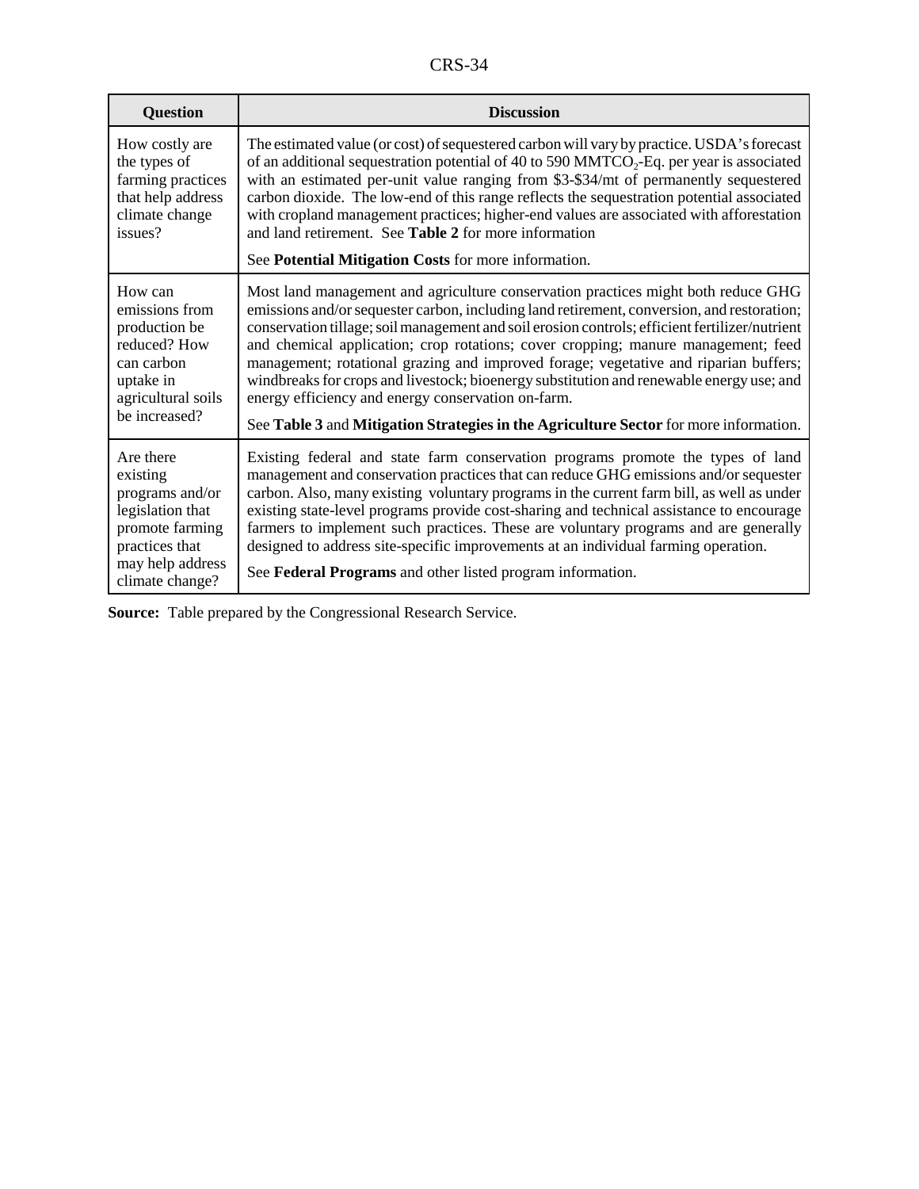| Question | Discussion |
|---|---|
| How costly are the types of farming practices that help address climate change issues? | The estimated value (or cost) of sequestered carbon will vary by practice. USDA's forecast of an additional sequestration potential of 40 to 590 MMT$CO_2$-Eq. per year is associated with an estimated per-unit value ranging from \$3-\$34/mt of permanently sequestered carbon dioxide. The low-end of this range reflects the sequestration potential associated with cropland management practices; higher-end values are associated with afforestation and land retirement. See **Table 2** for more information<br><br>See **Potential Mitigation Costs** for more information. |
| How can emissions from production be reduced? How can carbon uptake in agricultural soils be increased? | Most land management and agriculture conservation practices might both reduce GHG emissions and/or sequester carbon, including land retirement, conversion, and restoration; conservation tillage; soil management and soil erosion controls; efficient fertilizer/nutrient and chemical application; crop rotations; cover cropping; manure management; feed management; rotational grazing and improved forage; vegetative and riparian buffers; windbreaks for crops and livestock; bioenergy substitution and renewable energy use; and energy efficiency and energy conservation on-farm.<br><br>See **Table 3** and **Mitigation Strategies in the Agriculture Sector** for more information. |
| Are there existing programs and/or legislation that promote farming practices that may help address climate change? | Existing federal and state farm conservation programs promote the types of land management and conservation practices that can reduce GHG emissions and/or sequester carbon. Also, many existing voluntary programs in the current farm bill, as well as under existing state-level programs provide cost-sharing and technical assistance to encourage farmers to implement such practices. These are voluntary programs and are generally designed to address site-specific improvements at an individual farming operation.<br><br>See **Federal Programs** and other listed program information. |

**Source:** Table prepared by the Congressional Research Service.